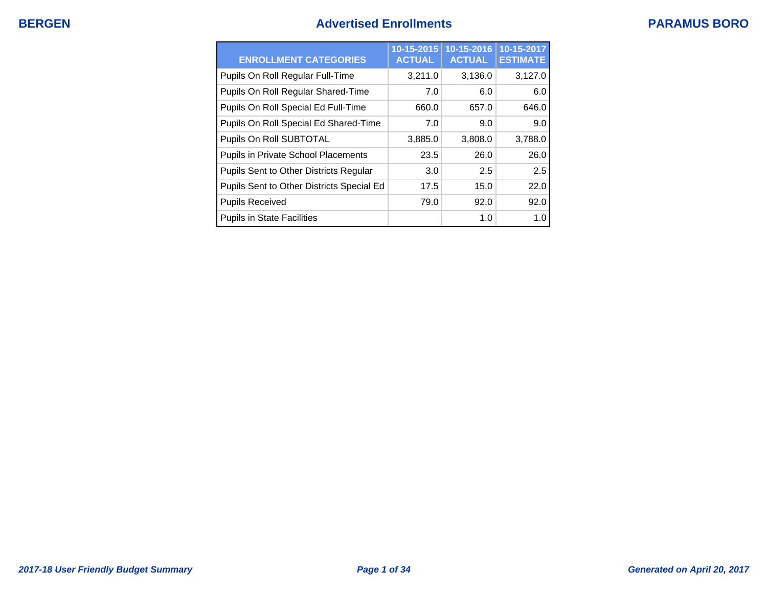BERGEN

# Advertised Enrollments

PARAMUS BORO

| ENROLLMENT CATEGORIES | 10-15-2015 ACTUAL | 10-15-2016 ACTUAL | 10-15-2017 ESTIMATE |
|---|---|---|---|
| Pupils On Roll Regular Full-Time | 3,211.0 | 3,136.0 | 3,127.0 |
| Pupils On Roll Regular Shared-Time | 7.0 | 6.0 | 6.0 |
| Pupils On Roll Special Ed Full-Time | 660.0 | 657.0 | 646.0 |
| Pupils On Roll Special Ed Shared-Time | 7.0 | 9.0 | 9.0 |
| Pupils On Roll SUBTOTAL | 3,885.0 | 3,808.0 | 3,788.0 |
| Pupils in Private School Placements | 23.5 | 26.0 | 26.0 |
| Pupils Sent to Other Districts Regular | 3.0 | 2.5 | 2.5 |
| Pupils Sent to Other Districts Special Ed | 17.5 | 15.0 | 22.0 |
| Pupils Received | 79.0 | 92.0 | 92.0 |
| Pupils in State Facilities | | 1.0 | 1.0 |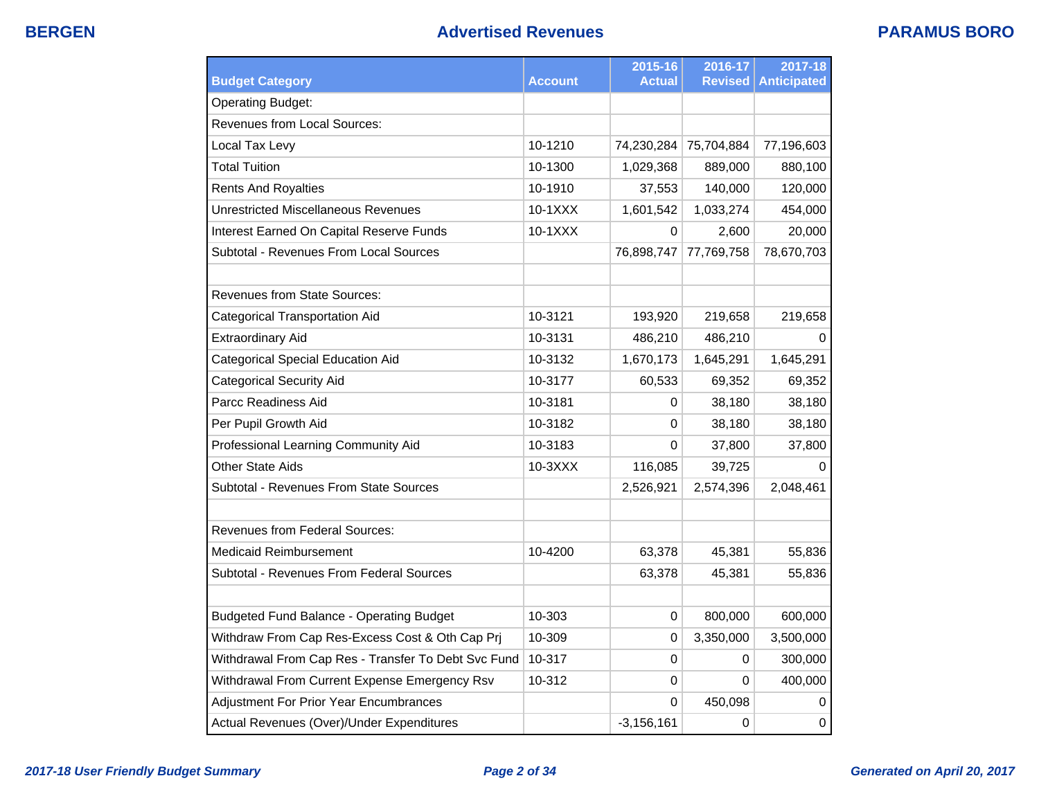# Advertised Revenues

| Budget Category | Account | 2015-16 Actual | 2016-17 Revised | 2017-18 Anticipated |
|---|---|---|---|---|
| Operating Budget: | | | | |
| Revenues from Local Sources: | | | | |
| Local Tax Levy | 10-1210 | 74,230,284 | 75,704,884 | 77,196,603 |
| Total Tuition | 10-1300 | 1,029,368 | 889,000 | 880,100 |
| Rents And Royalties | 10-1910 | 37,553 | 140,000 | 120,000 |
| Unrestricted Miscellaneous Revenues | 10-1XXX | 1,601,542 | 1,033,274 | 454,000 |
| Interest Earned On Capital Reserve Funds | 10-1XXX | 0 | 2,600 | 20,000 |
| Subtotal - Revenues From Local Sources | | 76,898,747 | 77,769,758 | 78,670,703 |
| | | | | |
| Revenues from State Sources: | | | | |
| Categorical Transportation Aid | 10-3121 | 193,920 | 219,658 | 219,658 |
| Extraordinary Aid | 10-3131 | 486,210 | 486,210 | 0 |
| Categorical Special Education Aid | 10-3132 | 1,670,173 | 1,645,291 | 1,645,291 |
| Categorical Security Aid | 10-3177 | 60,533 | 69,352 | 69,352 |
| Parcc Readiness Aid | 10-3181 | 0 | 38,180 | 38,180 |
| Per Pupil Growth Aid | 10-3182 | 0 | 38,180 | 38,180 |
| Professional Learning Community Aid | 10-3183 | 0 | 37,800 | 37,800 |
| Other State Aids | 10-3XXX | 116,085 | 39,725 | 0 |
| Subtotal - Revenues From State Sources | | 2,526,921 | 2,574,396 | 2,048,461 |
| | | | | |
| Revenues from Federal Sources: | | | | |
| Medicaid Reimbursement | 10-4200 | 63,378 | 45,381 | 55,836 |
| Subtotal - Revenues From Federal Sources | | 63,378 | 45,381 | 55,836 |
| | | | | |
| Budgeted Fund Balance - Operating Budget | 10-303 | 0 | 800,000 | 600,000 |
| Withdraw From Cap Res-Excess Cost & Oth Cap Prj | 10-309 | 0 | 3,350,000 | 3,500,000 |
| Withdrawal From Cap Res - Transfer To Debt Svc Fund | 10-317 | 0 | 0 | 300,000 |
| Withdrawal From Current Expense Emergency Rsv | 10-312 | 0 | 0 | 400,000 |
| Adjustment For Prior Year Encumbrances | | 0 | 450,098 | 0 |
| Actual Revenues (Over)/Under Expenditures | | -3,156,161 | 0 | 0 |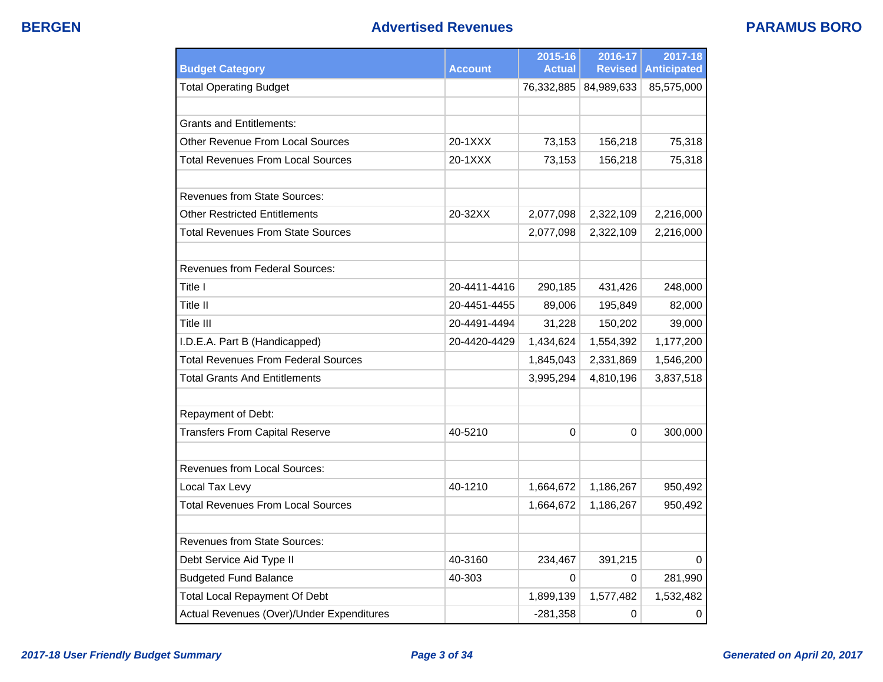BERGEN | **Advertised Revenues** | PARAMUS BORO

| Budget Category | Account | 2015-16 Actual | 2016-17 Revised | 2017-18 Anticipated |
|---|---|---|---|---|
| Total Operating Budget | | 76,332,885 | 84,989,633 | 85,575,000 |
| | | | | |
| Grants and Entitlements: | | | | |
| Other Revenue From Local Sources | 20-1XXX | 73,153 | 156,218 | 75,318 |
| Total Revenues From Local Sources | 20-1XXX | 73,153 | 156,218 | 75,318 |
| | | | | |
| Revenues from State Sources: | | | | |
| Other Restricted Entitlements | 20-32XX | 2,077,098 | 2,322,109 | 2,216,000 |
| Total Revenues From State Sources | | 2,077,098 | 2,322,109 | 2,216,000 |
| | | | | |
| Revenues from Federal Sources: | | | | |
| Title I | 20-4411-4416 | 290,185 | 431,426 | 248,000 |
| Title II | 20-4451-4455 | 89,006 | 195,849 | 82,000 |
| Title III | 20-4491-4494 | 31,228 | 150,202 | 39,000 |
| I.D.E.A. Part B (Handicapped) | 20-4420-4429 | 1,434,624 | 1,554,392 | 1,177,200 |
| Total Revenues From Federal Sources | | 1,845,043 | 2,331,869 | 1,546,200 |
| Total Grants And Entitlements | | 3,995,294 | 4,810,196 | 3,837,518 |
| | | | | |
| Repayment of Debt: | | | | |
| Transfers From Capital Reserve | 40-5210 | 0 | 0 | 300,000 |
| | | | | |
| Revenues from Local Sources: | | | | |
| Local Tax Levy | 40-1210 | 1,664,672 | 1,186,267 | 950,492 |
| Total Revenues From Local Sources | | 1,664,672 | 1,186,267 | 950,492 |
| | | | | |
| Revenues from State Sources: | | | | |
| Debt Service Aid Type II | 40-3160 | 234,467 | 391,215 | 0 |
| Budgeted Fund Balance | 40-303 | 0 | 0 | 281,990 |
| Total Local Repayment Of Debt | | 1,899,139 | 1,577,482 | 1,532,482 |
| Actual Revenues (Over)/Under Expenditures | | -281,358 | 0 | 0 |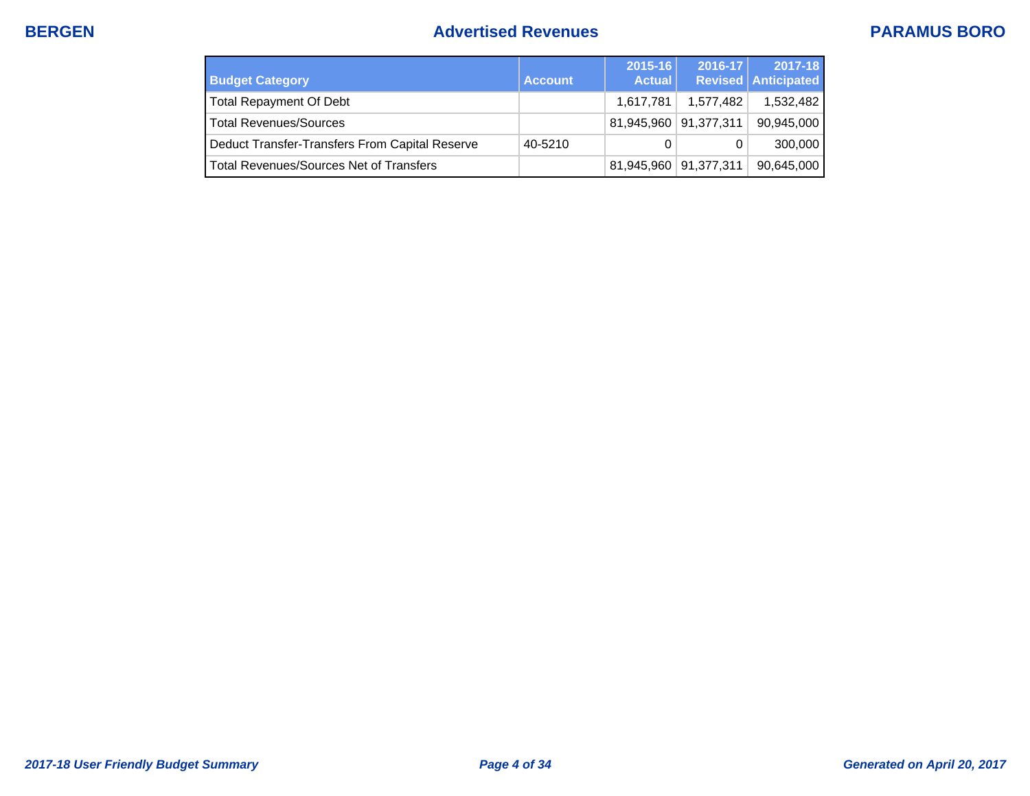| Budget Category | Account | 2015-16 Actual | 2016-17 Revised | 2017-18 Anticipated |
|---|---|---|---|---|
| Total Repayment Of Debt | | 1,617,781 | 1,577,482 | 1,532,482 |
| Total Revenues/Sources | | 81,945,960 | 91,377,311 | 90,945,000 |
| Deduct Transfer-Transfers From Capital Reserve | 40-5210 | 0 | 0 | 300,000 |
| Total Revenues/Sources Net of Transfers | | 81,945,960 | 91,377,311 | 90,645,000 |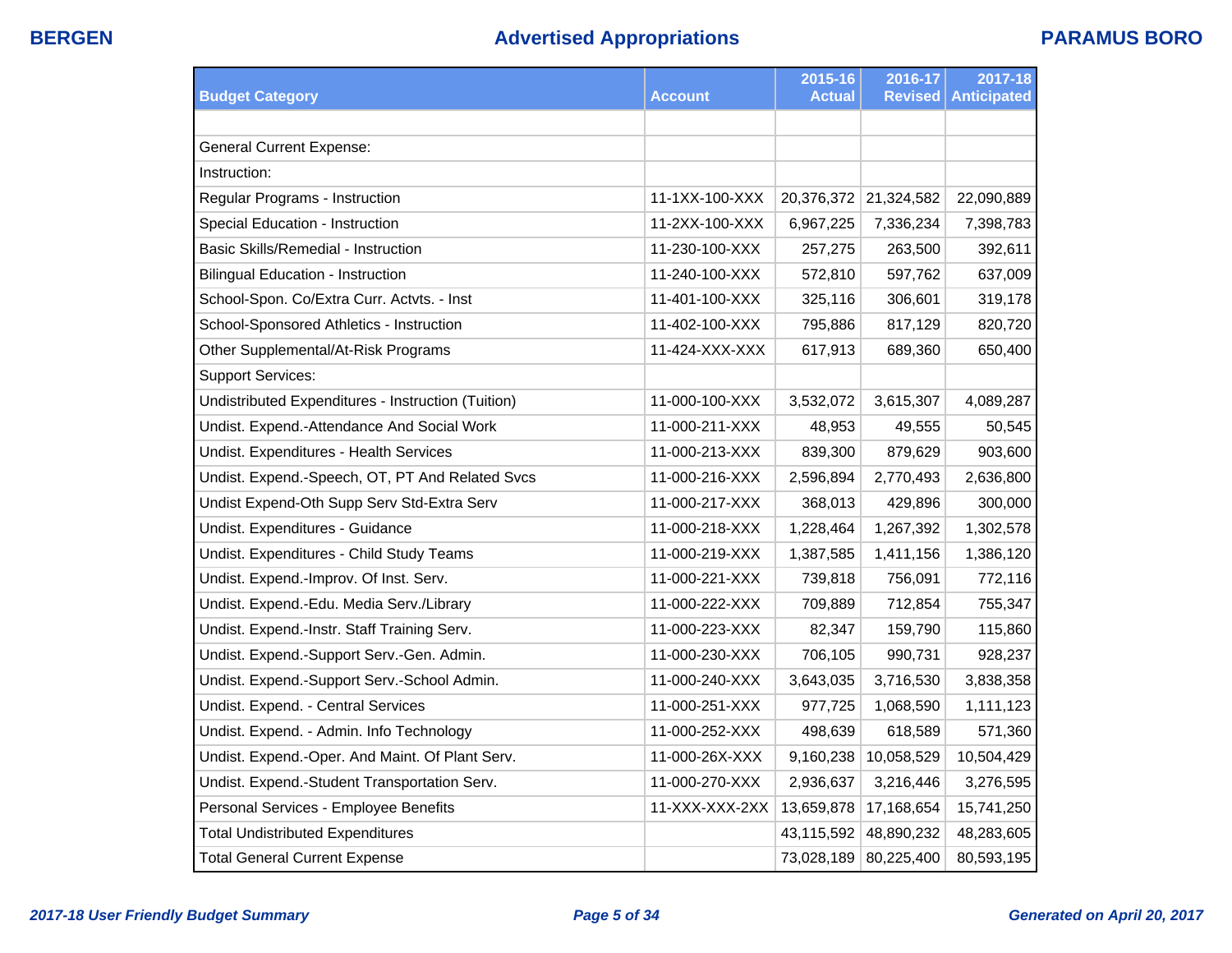# Advertised Appropriations

| Budget Category | Account | 2015-16 Actual | 2016-17 Revised | 2017-18 Anticipated |
|---|---|---|---|---|
| | | | | |
| General Current Expense: | | | | |
| Instruction: | | | | |
| Regular Programs - Instruction | 11-1XX-100-XXX | 20,376,372 | 21,324,582 | 22,090,889 |
| Special Education - Instruction | 11-2XX-100-XXX | 6,967,225 | 7,336,234 | 7,398,783 |
| Basic Skills/Remedial - Instruction | 11-230-100-XXX | 257,275 | 263,500 | 392,611 |
| Bilingual Education - Instruction | 11-240-100-XXX | 572,810 | 597,762 | 637,009 |
| School-Spon. Co/Extra Curr. Actvts. - Inst | 11-401-100-XXX | 325,116 | 306,601 | 319,178 |
| School-Sponsored Athletics - Instruction | 11-402-100-XXX | 795,886 | 817,129 | 820,720 |
| Other Supplemental/At-Risk Programs | 11-424-XXX-XXX | 617,913 | 689,360 | 650,400 |
| Support Services: | | | | |
| Undistributed Expenditures - Instruction (Tuition) | 11-000-100-XXX | 3,532,072 | 3,615,307 | 4,089,287 |
| Undist. Expend.-Attendance And Social Work | 11-000-211-XXX | 48,953 | 49,555 | 50,545 |
| Undist. Expenditures - Health Services | 11-000-213-XXX | 839,300 | 879,629 | 903,600 |
| Undist. Expend.-Speech, OT, PT And Related Svcs | 11-000-216-XXX | 2,596,894 | 2,770,493 | 2,636,800 |
| Undist Expend-Oth Supp Serv Std-Extra Serv | 11-000-217-XXX | 368,013 | 429,896 | 300,000 |
| Undist. Expenditures - Guidance | 11-000-218-XXX | 1,228,464 | 1,267,392 | 1,302,578 |
| Undist. Expenditures - Child Study Teams | 11-000-219-XXX | 1,387,585 | 1,411,156 | 1,386,120 |
| Undist. Expend.-Improv. Of Inst. Serv. | 11-000-221-XXX | 739,818 | 756,091 | 772,116 |
| Undist. Expend.-Edu. Media Serv./Library | 11-000-222-XXX | 709,889 | 712,854 | 755,347 |
| Undist. Expend.-Instr. Staff Training Serv. | 11-000-223-XXX | 82,347 | 159,790 | 115,860 |
| Undist. Expend.-Support Serv.-Gen. Admin. | 11-000-230-XXX | 706,105 | 990,731 | 928,237 |
| Undist. Expend.-Support Serv.-School Admin. | 11-000-240-XXX | 3,643,035 | 3,716,530 | 3,838,358 |
| Undist. Expend. - Central Services | 11-000-251-XXX | 977,725 | 1,068,590 | 1,111,123 |
| Undist. Expend. - Admin. Info Technology | 11-000-252-XXX | 498,639 | 618,589 | 571,360 |
| Undist. Expend.-Oper. And Maint. Of Plant Serv. | 11-000-26X-XXX | 9,160,238 | 10,058,529 | 10,504,429 |
| Undist. Expend.-Student Transportation Serv. | 11-000-270-XXX | 2,936,637 | 3,216,446 | 3,276,595 |
| Personal Services - Employee Benefits | 11-XXX-XXX-2XX | 13,659,878 | 17,168,654 | 15,741,250 |
| Total Undistributed Expenditures | | 43,115,592 | 48,890,232 | 48,283,605 |
| Total General Current Expense | | 73,028,189 | 80,225,400 | 80,593,195 |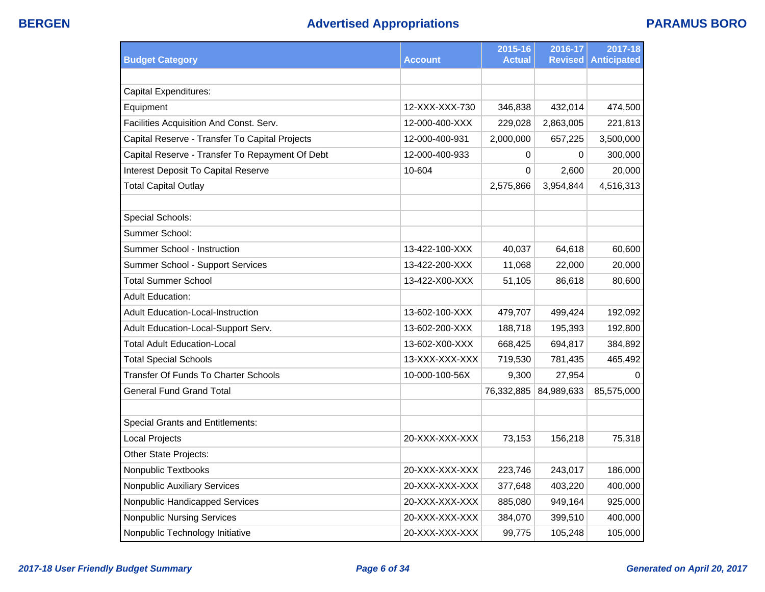| Budget Category | Account | 2015-16 Actual | 2016-17 Revised | 2017-18 Anticipated |
|---|---|---|---|---|
| | | | | |
| Capital Expenditures: | | | | |
| Equipment | 12-XXX-XXX-730 | 346,838 | 432,014 | 474,500 |
| Facilities Acquisition And Const. Serv. | 12-000-400-XXX | 229,028 | 2,863,005 | 221,813 |
| Capital Reserve - Transfer To Capital Projects | 12-000-400-931 | 2,000,000 | 657,225 | 3,500,000 |
| Capital Reserve - Transfer To Repayment Of Debt | 12-000-400-933 | 0 | 0 | 300,000 |
| Interest Deposit To Capital Reserve | 10-604 | 0 | 2,600 | 20,000 |
| Total Capital Outlay | | 2,575,866 | 3,954,844 | 4,516,313 |
| | | | | |
| Special Schools: | | | | |
| Summer School: | | | | |
| Summer School - Instruction | 13-422-100-XXX | 40,037 | 64,618 | 60,600 |
| Summer School - Support Services | 13-422-200-XXX | 11,068 | 22,000 | 20,000 |
| Total Summer School | 13-422-X00-XXX | 51,105 | 86,618 | 80,600 |
| Adult Education: | | | | |
| Adult Education-Local-Instruction | 13-602-100-XXX | 479,707 | 499,424 | 192,092 |
| Adult Education-Local-Support Serv. | 13-602-200-XXX | 188,718 | 195,393 | 192,800 |
| Total Adult Education-Local | 13-602-X00-XXX | 668,425 | 694,817 | 384,892 |
| Total Special Schools | 13-XXX-XXX-XXX | 719,530 | 781,435 | 465,492 |
| Transfer Of Funds To Charter Schools | 10-000-100-56X | 9,300 | 27,954 | 0 |
| General Fund Grand Total | | 76,332,885 | 84,989,633 | 85,575,000 |
| | | | | |
| Special Grants and Entitlements: | | | | |
| Local Projects | 20-XXX-XXX-XXX | 73,153 | 156,218 | 75,318 |
| Other State Projects: | | | | |
| Nonpublic Textbooks | 20-XXX-XXX-XXX | 223,746 | 243,017 | 186,000 |
| Nonpublic Auxiliary Services | 20-XXX-XXX-XXX | 377,648 | 403,220 | 400,000 |
| Nonpublic Handicapped Services | 20-XXX-XXX-XXX | 885,080 | 949,164 | 925,000 |
| Nonpublic Nursing Services | 20-XXX-XXX-XXX | 384,070 | 399,510 | 400,000 |
| Nonpublic Technology Initiative | 20-XXX-XXX-XXX | 99,775 | 105,248 | 105,000 |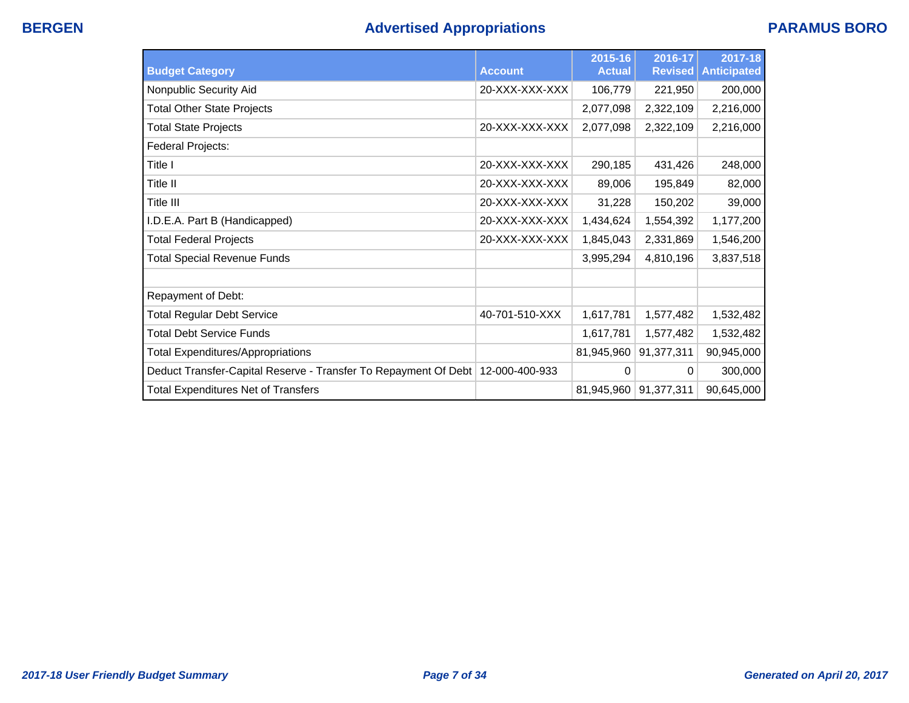| Budget Category | Account | 2015-16 Actual | 2016-17 Revised | 2017-18 Anticipated |
|---|---|---|---|---|
| Nonpublic Security Aid | 20-XXX-XXX-XXX | 106,779 | 221,950 | 200,000 |
| Total Other State Projects | | 2,077,098 | 2,322,109 | 2,216,000 |
| Total State Projects | 20-XXX-XXX-XXX | 2,077,098 | 2,322,109 | 2,216,000 |
| Federal Projects: | | | | |
| Title I | 20-XXX-XXX-XXX | 290,185 | 431,426 | 248,000 |
| Title II | 20-XXX-XXX-XXX | 89,006 | 195,849 | 82,000 |
| Title III | 20-XXX-XXX-XXX | 31,228 | 150,202 | 39,000 |
| I.D.E.A. Part B (Handicapped) | 20-XXX-XXX-XXX | 1,434,624 | 1,554,392 | 1,177,200 |
| Total Federal Projects | 20-XXX-XXX-XXX | 1,845,043 | 2,331,869 | 1,546,200 |
| Total Special Revenue Funds | | 3,995,294 | 4,810,196 | 3,837,518 |
| | | | | |
| Repayment of Debt: | | | | |
| Total Regular Debt Service | 40-701-510-XXX | 1,617,781 | 1,577,482 | 1,532,482 |
| Total Debt Service Funds | | 1,617,781 | 1,577,482 | 1,532,482 |
| Total Expenditures/Appropriations | | 81,945,960 | 91,377,311 | 90,945,000 |
| Deduct Transfer-Capital Reserve - Transfer To Repayment Of Debt | 12-000-400-933 | 0 | 0 | 300,000 |
| Total Expenditures Net of Transfers | | 81,945,960 | 91,377,311 | 90,645,000 |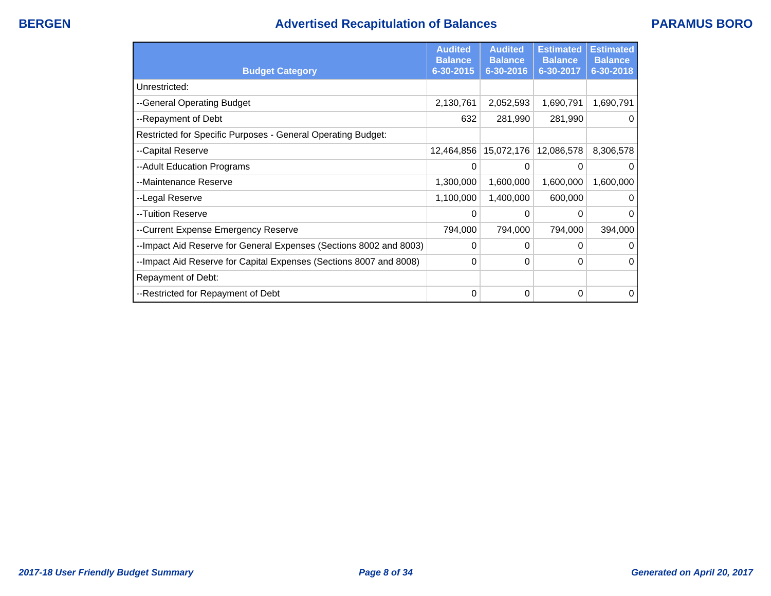# Advertised Recapitulation of Balances

| Budget Category | Audited Balance 6-30-2015 | Audited Balance 6-30-2016 | Estimated Balance 6-30-2017 | Estimated Balance 6-30-2018 |
|---|---|---|---|---|
| Unrestricted: | | | | |
| --General Operating Budget | 2,130,761 | 2,052,593 | 1,690,791 | 1,690,791 |
| --Repayment of Debt | 632 | 281,990 | 281,990 | 0 |
| Restricted for Specific Purposes - General Operating Budget: | | | | |
| --Capital Reserve | 12,464,856 | 15,072,176 | 12,086,578 | 8,306,578 |
| --Adult Education Programs | 0 | 0 | 0 | 0 |
| --Maintenance Reserve | 1,300,000 | 1,600,000 | 1,600,000 | 1,600,000 |
| --Legal Reserve | 1,100,000 | 1,400,000 | 600,000 | 0 |
| --Tuition Reserve | 0 | 0 | 0 | 0 |
| --Current Expense Emergency Reserve | 794,000 | 794,000 | 794,000 | 394,000 |
| --Impact Aid Reserve for General Expenses (Sections 8002 and 8003) | 0 | 0 | 0 | 0 |
| --Impact Aid Reserve for Capital Expenses (Sections 8007 and 8008) | 0 | 0 | 0 | 0 |
| Repayment of Debt: | | | | |
| --Restricted for Repayment of Debt | 0 | 0 | 0 | 0 |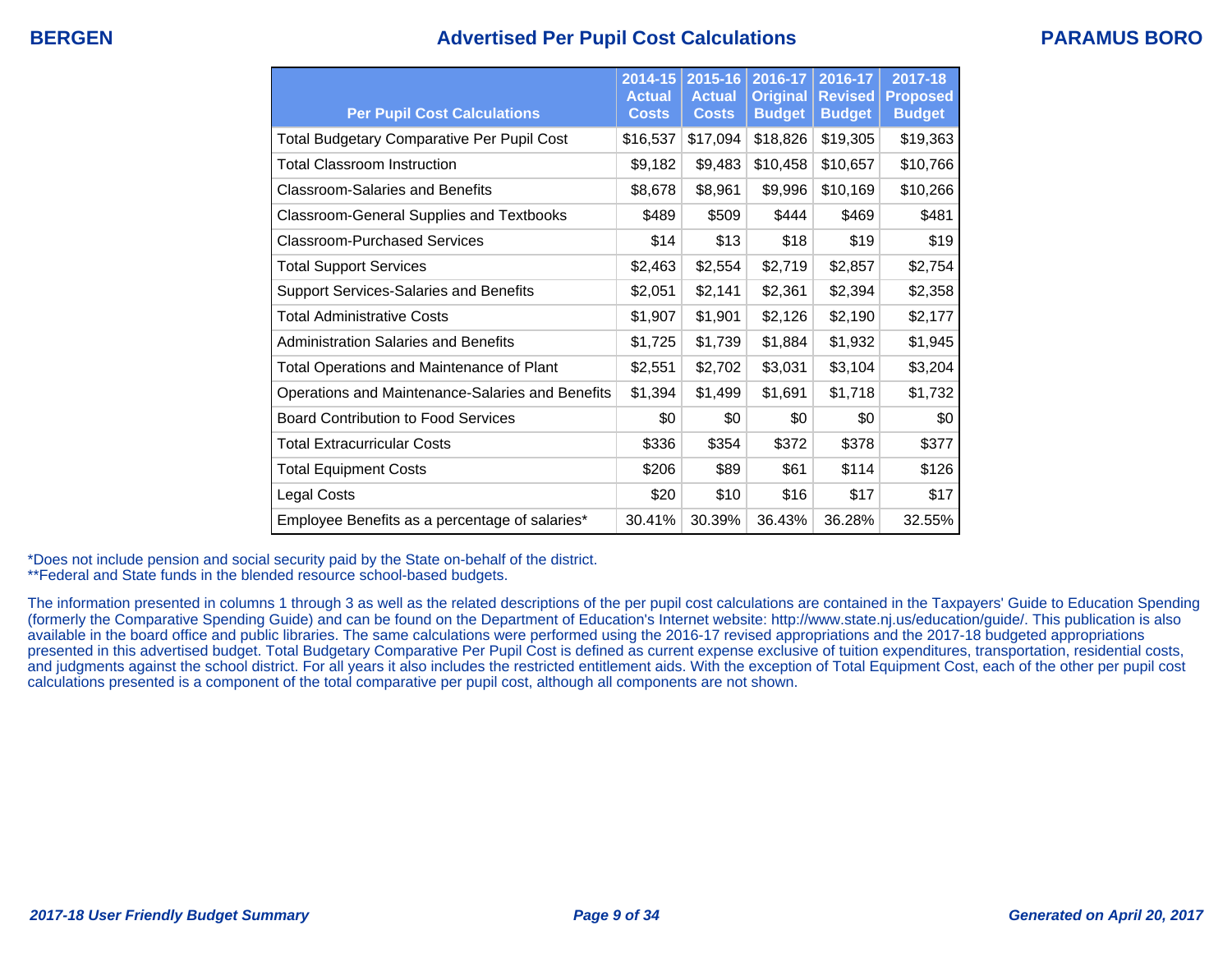BERGEN

# Advertised Per Pupil Cost Calculations

PARAMUS BORO

| Per Pupil Cost Calculations | 2014-15 Actual Costs | 2015-16 Actual Costs | 2016-17 Original Budget | 2016-17 Revised Budget | 2017-18 Proposed Budget |
|---|---|---|---|---|---|
| Total Budgetary Comparative Per Pupil Cost | $16,537 | $17,094 | $18,826 | $19,305 | $19,363 |
| Total Classroom Instruction | $9,182 | $9,483 | $10,458 | $10,657 | $10,766 |
| Classroom-Salaries and Benefits | $8,678 | $8,961 | $9,996 | $10,169 | $10,266 |
| Classroom-General Supplies and Textbooks | $489 | $509 | $444 | $469 | $481 |
| Classroom-Purchased Services | $14 | $13 | $18 | $19 | $19 |
| Total Support Services | $2,463 | $2,554 | $2,719 | $2,857 | $2,754 |
| Support Services-Salaries and Benefits | $2,051 | $2,141 | $2,361 | $2,394 | $2,358 |
| Total Administrative Costs | $1,907 | $1,901 | $2,126 | $2,190 | $2,177 |
| Administration Salaries and Benefits | $1,725 | $1,739 | $1,884 | $1,932 | $1,945 |
| Total Operations and Maintenance of Plant | $2,551 | $2,702 | $3,031 | $3,104 | $3,204 |
| Operations and Maintenance-Salaries and Benefits | $1,394 | $1,499 | $1,691 | $1,718 | $1,732 |
| Board Contribution to Food Services | $0 | $0 | $0 | $0 | $0 |
| Total Extracurricular Costs | $336 | $354 | $372 | $378 | $377 |
| Total Equipment Costs | $206 | $89 | $61 | $114 | $126 |
| Legal Costs | $20 | $10 | $16 | $17 | $17 |
| Employee Benefits as a percentage of salaries* | 30.41% | 30.39% | 36.43% | 36.28% | 32.55% |

*Does not include pension and social security paid by the State on-behalf of the district.
**Federal and State funds in the blended resource school-based budgets.

The information presented in columns 1 through 3 as well as the related descriptions of the per pupil cost calculations are contained in the Taxpayers' Guide to Education Spending (formerly the Comparative Spending Guide) and can be found on the Department of Education's Internet website: http://www.state.nj.us/education/guide/. This publication is also available in the board office and public libraries. The same calculations were performed using the 2016-17 revised appropriations and the 2017-18 budgeted appropriations presented in this advertised budget. Total Budgetary Comparative Per Pupil Cost is defined as current expense exclusive of tuition expenditures, transportation, residential costs, and judgments against the school district. For all years it also includes the restricted entitlement aids. With the exception of Total Equipment Cost, each of the other per pupil cost calculations presented is a component of the total comparative per pupil cost, although all components are not shown.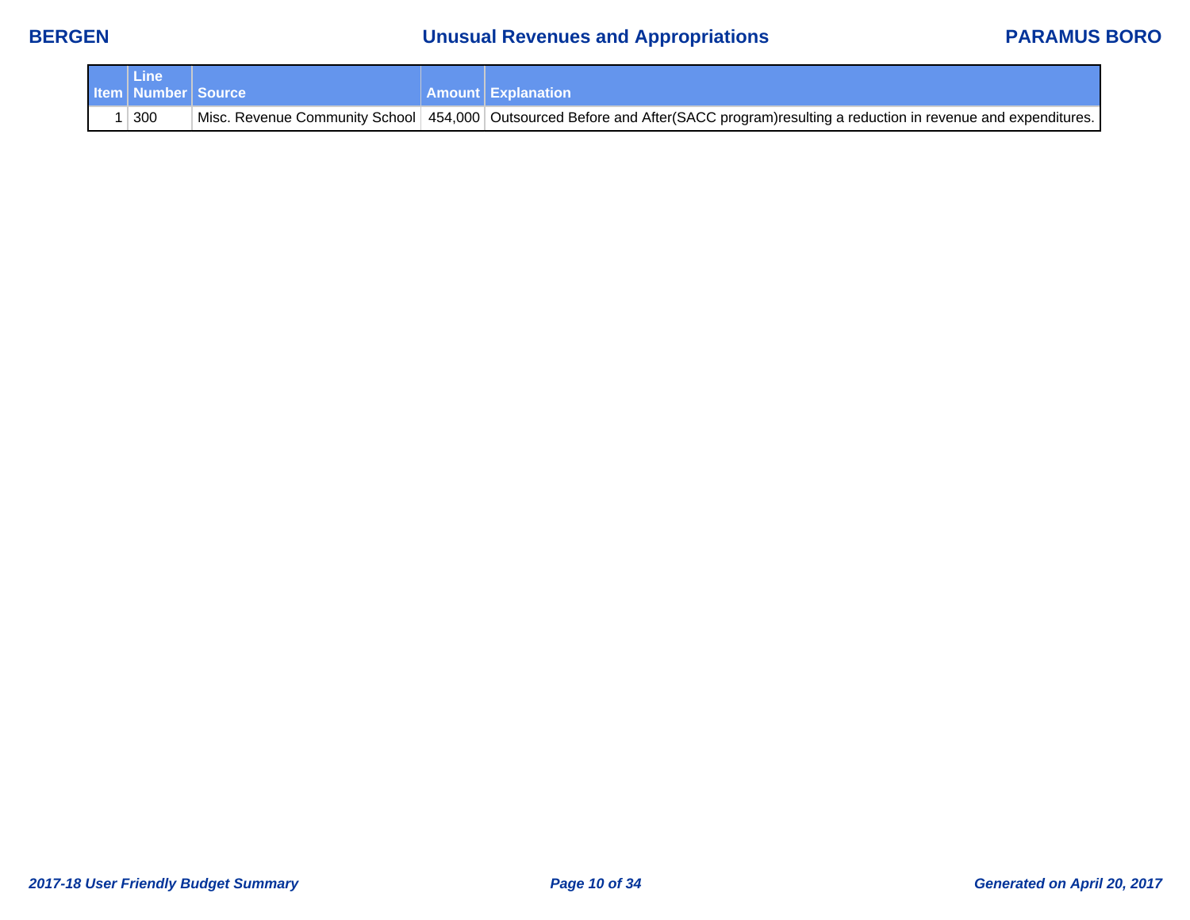# Unusual Revenues and Appropriations

| Item | Line Number | Source | Amount | Explanation |
|---|---|---|---|---|
| 1 | 300 | Misc. Revenue Community School | 454,000 | Outsourced Before and After(SACC program)resulting a reduction in revenue and expenditures. |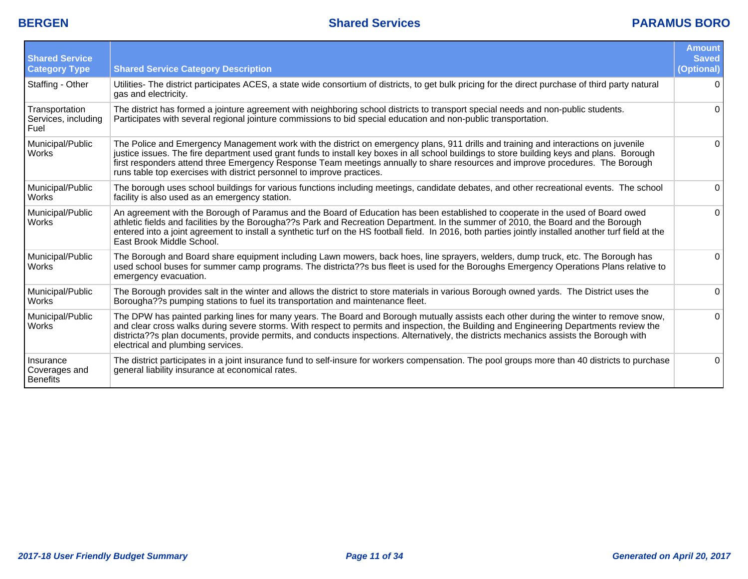| Shared Service Category Type | Shared Service Category Description | Amount Saved (Optional) |
|---|---|---|
| Staffing - Other | Utilities- The district participates ACES, a state wide consortium of districts, to get bulk pricing for the direct purchase of third party natural gas and electricity. | 0 |
| Transportation Services, including Fuel | The district has formed a jointure agreement with neighboring school districts to transport special needs and non-public students. Participates with several regional jointure commissions to bid special education and non-public transportation. | 0 |
| Municipal/Public Works | The Police and Emergency Management work with the district on emergency plans, 911 drills and training and interactions on juvenile justice issues. The fire department used grant funds to install key boxes in all school buildings to store building keys and plans. Borough first responders attend three Emergency Response Team meetings annually to share resources and improve procedures. The Borough runs table top exercises with district personnel to improve practices. | 0 |
| Municipal/Public Works | The borough uses school buildings for various functions including meetings, candidate debates, and other recreational events. The school facility is also used as an emergency station. | 0 |
| Municipal/Public Works | An agreement with the Borough of Paramus and the Board of Education has been established to cooperate in the used of Board owed athletic fields and facilities by the Borougha??s Park and Recreation Department. In the summer of 2010, the Board and the Borough entered into a joint agreement to install a synthetic turf on the HS football field. In 2016, both parties jointly installed another turf field at the East Brook Middle School. | 0 |
| Municipal/Public Works | The Borough and Board share equipment including Lawn mowers, back hoes, line sprayers, welders, dump truck, etc. The Borough has used school buses for summer camp programs. The districta??s bus fleet is used for the Boroughs Emergency Operations Plans relative to emergency evacuation. | 0 |
| Municipal/Public Works | The Borough provides salt in the winter and allows the district to store materials in various Borough owned yards. The District uses the Borougha??s pumping stations to fuel its transportation and maintenance fleet. | 0 |
| Municipal/Public Works | The DPW has painted parking lines for many years. The Board and Borough mutually assists each other during the winter to remove snow, and clear cross walks during severe storms. With respect to permits and inspection, the Building and Engineering Departments review the districta??s plan documents, provide permits, and conducts inspections. Alternatively, the districts mechanics assists the Borough with electrical and plumbing services. | 0 |
| Insurance Coverages and Benefits | The district participates in a joint insurance fund to self-insure for workers compensation. The pool groups more than 40 districts to purchase general liability insurance at economical rates. | 0 |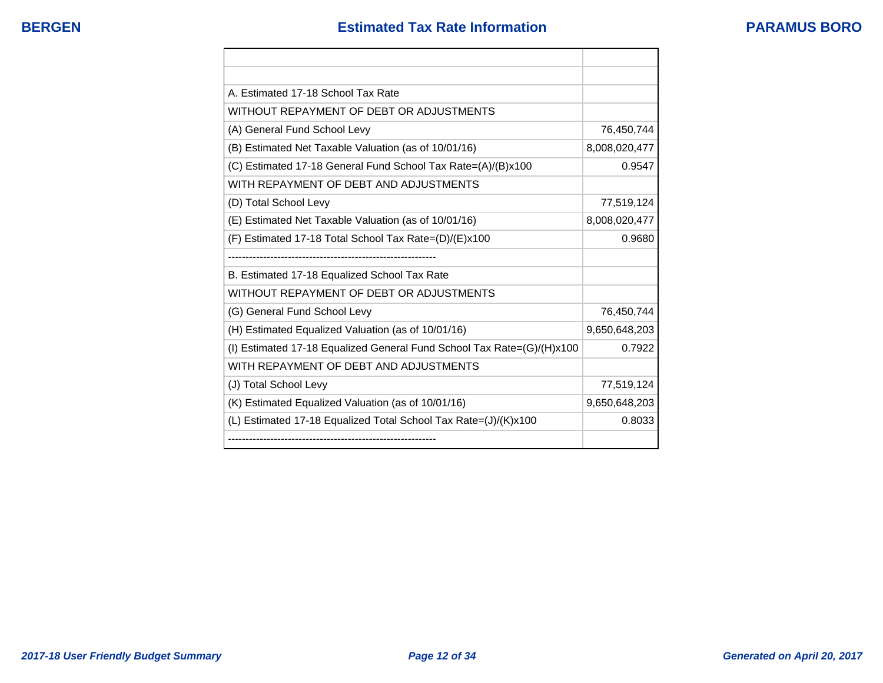## Estimated Tax Rate Information

| | |
|---|---|
| | |
| | |
| A. Estimated 17-18 School Tax Rate | |
| WITHOUT REPAYMENT OF DEBT OR ADJUSTMENTS | |
| (A) General Fund School Levy | 76,450,744 |
| (B) Estimated Net Taxable Valuation (as of 10/01/16) | 8,008,020,477 |
| (C) Estimated 17-18 General Fund School Tax Rate=(A)/(B)x100 | 0.9547 |
| WITH REPAYMENT OF DEBT AND ADJUSTMENTS | |
| (D) Total School Levy | 77,519,124 |
| (E) Estimated Net Taxable Valuation (as of 10/01/16) | 8,008,020,477 |
| (F) Estimated 17-18 Total School Tax Rate=(D)/(E)x100 | 0.9680 |
| ------------------------------------------------------------ | |
| B. Estimated 17-18 Equalized School Tax Rate | |
| WITHOUT REPAYMENT OF DEBT OR ADJUSTMENTS | |
| (G) General Fund School Levy | 76,450,744 |
| (H) Estimated Equalized Valuation (as of 10/01/16) | 9,650,648,203 |
| (I) Estimated 17-18 Equalized General Fund School Tax Rate=(G)/(H)x100 | 0.7922 |
| WITH REPAYMENT OF DEBT AND ADJUSTMENTS | |
| (J) Total School Levy | 77,519,124 |
| (K) Estimated Equalized Valuation (as of 10/01/16) | 9,650,648,203 |
| (L) Estimated 17-18 Equalized Total School Tax Rate=(J)/(K)x100 | 0.8033 |
| ------------------------------------------------------------ | |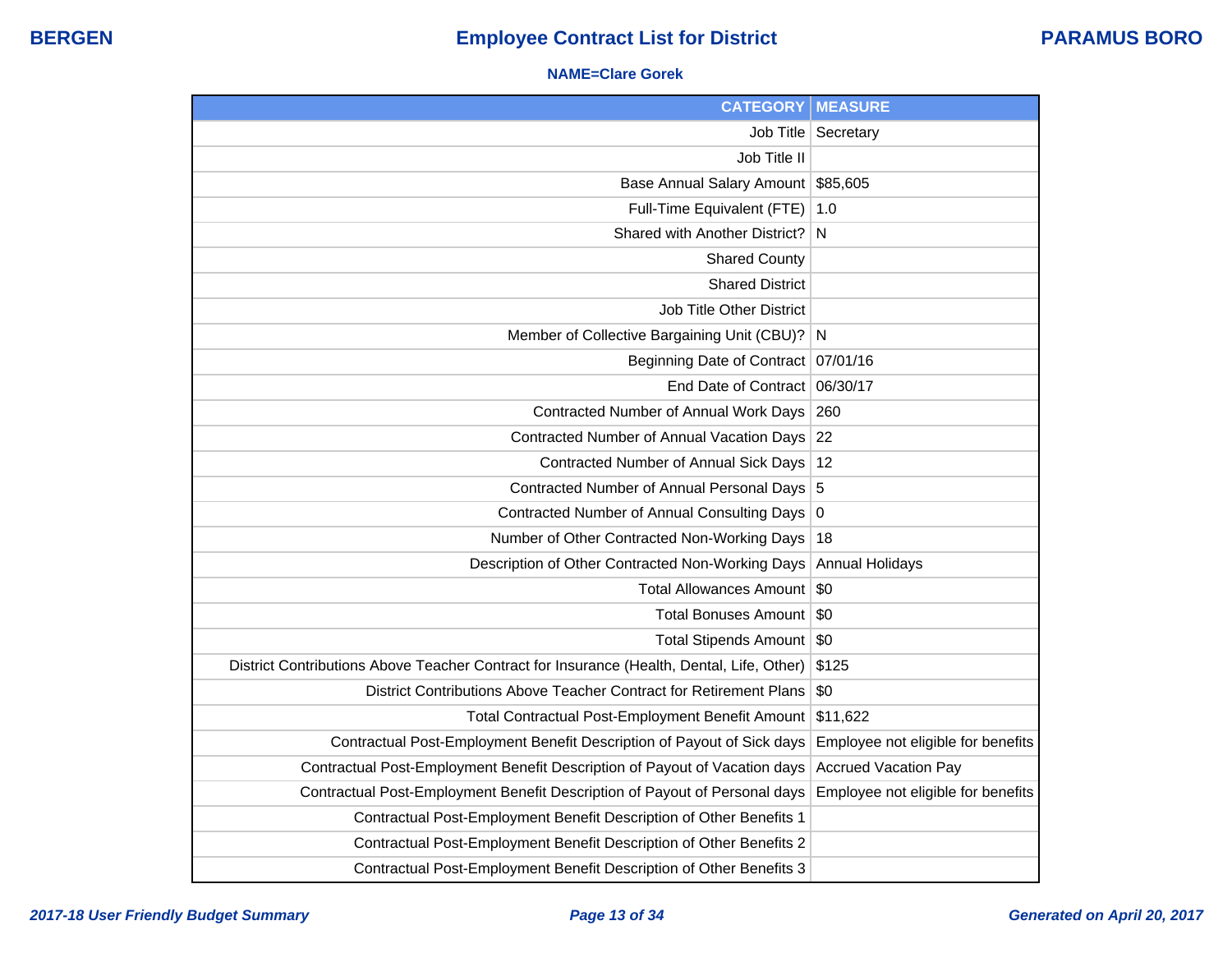**BERGEN** | **Employee Contract List for District** | **PARAMUS BORO**

**NAME=Clare Gorek**

| CATEGORY | MEASURE |
|---:|---|
| Job Title | Secretary |
| Job Title II | |
| Base Annual Salary Amount | $85,605 |
| Full-Time Equivalent (FTE) | 1.0 |
| Shared with Another District? | N |
| Shared County | |
| Shared District | |
| Job Title Other District | |
| Member of Collective Bargaining Unit (CBU)? | N |
| Beginning Date of Contract | 07/01/16 |
| End Date of Contract | 06/30/17 |
| Contracted Number of Annual Work Days | 260 |
| Contracted Number of Annual Vacation Days | 22 |
| Contracted Number of Annual Sick Days | 12 |
| Contracted Number of Annual Personal Days | 5 |
| Contracted Number of Annual Consulting Days | 0 |
| Number of Other Contracted Non-Working Days | 18 |
| Description of Other Contracted Non-Working Days | Annual Holidays |
| Total Allowances Amount | $0 |
| Total Bonuses Amount | $0 |
| Total Stipends Amount | $0 |
| District Contributions Above Teacher Contract for Insurance (Health, Dental, Life, Other) | $125 |
| District Contributions Above Teacher Contract for Retirement Plans | $0 |
| Total Contractual Post-Employment Benefit Amount | $11,622 |
| Contractual Post-Employment Benefit Description of Payout of Sick days | Employee not eligible for benefits |
| Contractual Post-Employment Benefit Description of Payout of Vacation days | Accrued Vacation Pay |
| Contractual Post-Employment Benefit Description of Payout of Personal days | Employee not eligible for benefits |
| Contractual Post-Employment Benefit Description of Other Benefits 1 | |
| Contractual Post-Employment Benefit Description of Other Benefits 2 | |
| Contractual Post-Employment Benefit Description of Other Benefits 3 | |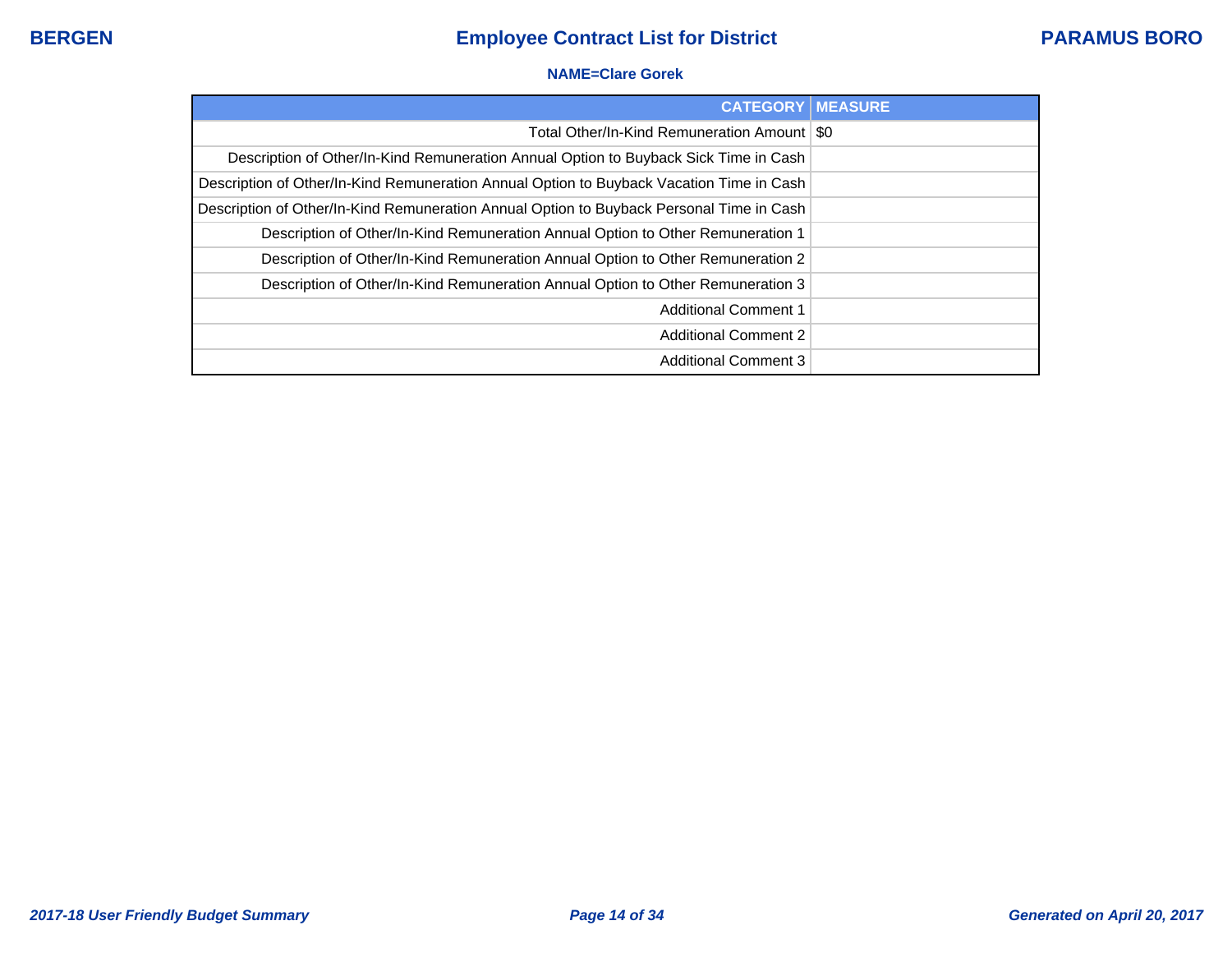BERGEN

# Employee Contract List for District

PARAMUS BORO

**NAME=Clare Gorek**

| CATEGORY | MEASURE |
| --- | --- |
| Total Other/In-Kind Remuneration Amount | $0 |
| Description of Other/In-Kind Remuneration Annual Option to Buyback Sick Time in Cash | |
| Description of Other/In-Kind Remuneration Annual Option to Buyback Vacation Time in Cash | |
| Description of Other/In-Kind Remuneration Annual Option to Buyback Personal Time in Cash | |
| Description of Other/In-Kind Remuneration Annual Option to Other Remuneration 1 | |
| Description of Other/In-Kind Remuneration Annual Option to Other Remuneration 2 | |
| Description of Other/In-Kind Remuneration Annual Option to Other Remuneration 3 | |
| Additional Comment 1 | |
| Additional Comment 2 | |
| Additional Comment 3 | |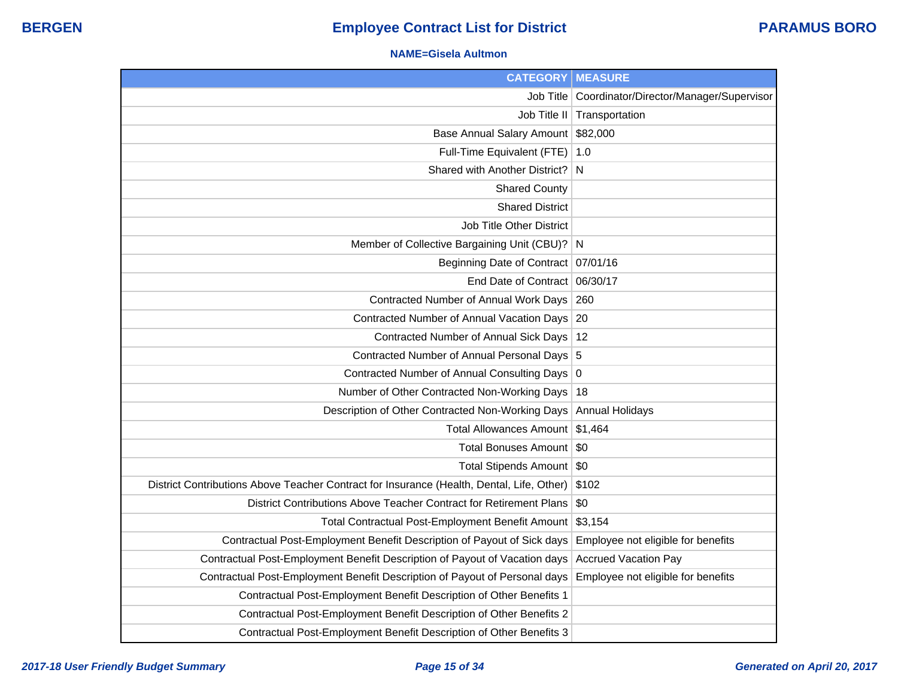**NAME=Gisela Aultmon**

| CATEGORY | MEASURE |
|---|---|
| Job Title | Coordinator/Director/Manager/Supervisor |
| Job Title II | Transportation |
| Base Annual Salary Amount | $82,000 |
| Full-Time Equivalent (FTE) | 1.0 |
| Shared with Another District? | N |
| Shared County | |
| Shared District | |
| Job Title Other District | |
| Member of Collective Bargaining Unit (CBU)? | N |
| Beginning Date of Contract | 07/01/16 |
| End Date of Contract | 06/30/17 |
| Contracted Number of Annual Work Days | 260 |
| Contracted Number of Annual Vacation Days | 20 |
| Contracted Number of Annual Sick Days | 12 |
| Contracted Number of Annual Personal Days | 5 |
| Contracted Number of Annual Consulting Days | 0 |
| Number of Other Contracted Non-Working Days | 18 |
| Description of Other Contracted Non-Working Days | Annual Holidays |
| Total Allowances Amount | $1,464 |
| Total Bonuses Amount | $0 |
| Total Stipends Amount | $0 |
| District Contributions Above Teacher Contract for Insurance (Health, Dental, Life, Other) | $102 |
| District Contributions Above Teacher Contract for Retirement Plans | $0 |
| Total Contractual Post-Employment Benefit Amount | $3,154 |
| Contractual Post-Employment Benefit Description of Payout of Sick days | Employee not eligible for benefits |
| Contractual Post-Employment Benefit Description of Payout of Vacation days | Accrued Vacation Pay |
| Contractual Post-Employment Benefit Description of Payout of Personal days | Employee not eligible for benefits |
| Contractual Post-Employment Benefit Description of Other Benefits 1 | |
| Contractual Post-Employment Benefit Description of Other Benefits 2 | |
| Contractual Post-Employment Benefit Description of Other Benefits 3 | |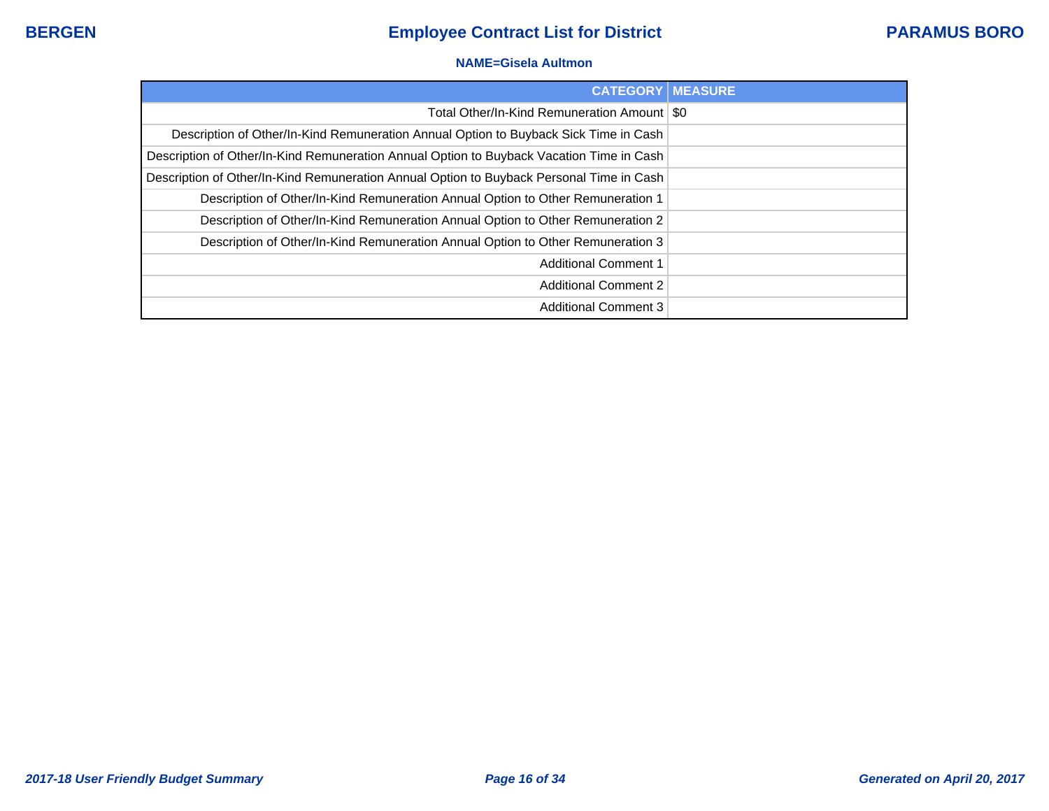**NAME=Gisela Aultmon**

| CATEGORY | MEASURE |
|---|---|
| Total Other/In-Kind Remuneration Amount | $0 |
| Description of Other/In-Kind Remuneration Annual Option to Buyback Sick Time in Cash | |
| Description of Other/In-Kind Remuneration Annual Option to Buyback Vacation Time in Cash | |
| Description of Other/In-Kind Remuneration Annual Option to Buyback Personal Time in Cash | |
| Description of Other/In-Kind Remuneration Annual Option to Other Remuneration 1 | |
| Description of Other/In-Kind Remuneration Annual Option to Other Remuneration 2 | |
| Description of Other/In-Kind Remuneration Annual Option to Other Remuneration 3 | |
| Additional Comment 1 | |
| Additional Comment 2 | |
| Additional Comment 3 | |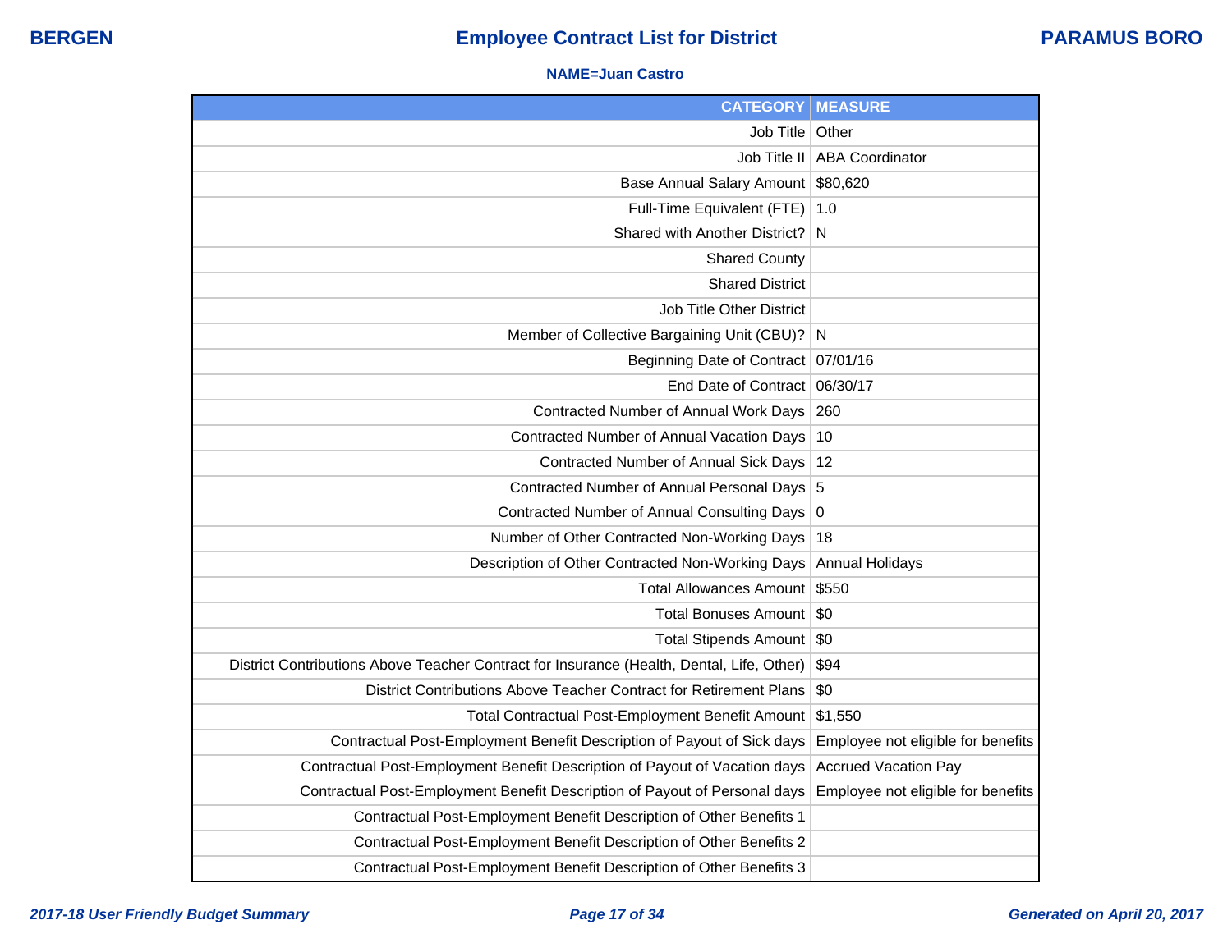**NAME=Juan Castro**

| CATEGORY | MEASURE |
| --- | --- |
| Job Title | Other |
| Job Title II | ABA Coordinator |
| Base Annual Salary Amount | $80,620 |
| Full-Time Equivalent (FTE) | 1.0 |
| Shared with Another District? | N |
| Shared County | |
| Shared District | |
| Job Title Other District | |
| Member of Collective Bargaining Unit (CBU)? | N |
| Beginning Date of Contract | 07/01/16 |
| End Date of Contract | 06/30/17 |
| Contracted Number of Annual Work Days | 260 |
| Contracted Number of Annual Vacation Days | 10 |
| Contracted Number of Annual Sick Days | 12 |
| Contracted Number of Annual Personal Days | 5 |
| Contracted Number of Annual Consulting Days | 0 |
| Number of Other Contracted Non-Working Days | 18 |
| Description of Other Contracted Non-Working Days | Annual Holidays |
| Total Allowances Amount | $550 |
| Total Bonuses Amount | $0 |
| Total Stipends Amount | $0 |
| District Contributions Above Teacher Contract for Insurance (Health, Dental, Life, Other) | $94 |
| District Contributions Above Teacher Contract for Retirement Plans | $0 |
| Total Contractual Post-Employment Benefit Amount | $1,550 |
| Contractual Post-Employment Benefit Description of Payout of Sick days | Employee not eligible for benefits |
| Contractual Post-Employment Benefit Description of Payout of Vacation days | Accrued Vacation Pay |
| Contractual Post-Employment Benefit Description of Payout of Personal days | Employee not eligible for benefits |
| Contractual Post-Employment Benefit Description of Other Benefits 1 | |
| Contractual Post-Employment Benefit Description of Other Benefits 2 | |
| Contractual Post-Employment Benefit Description of Other Benefits 3 | |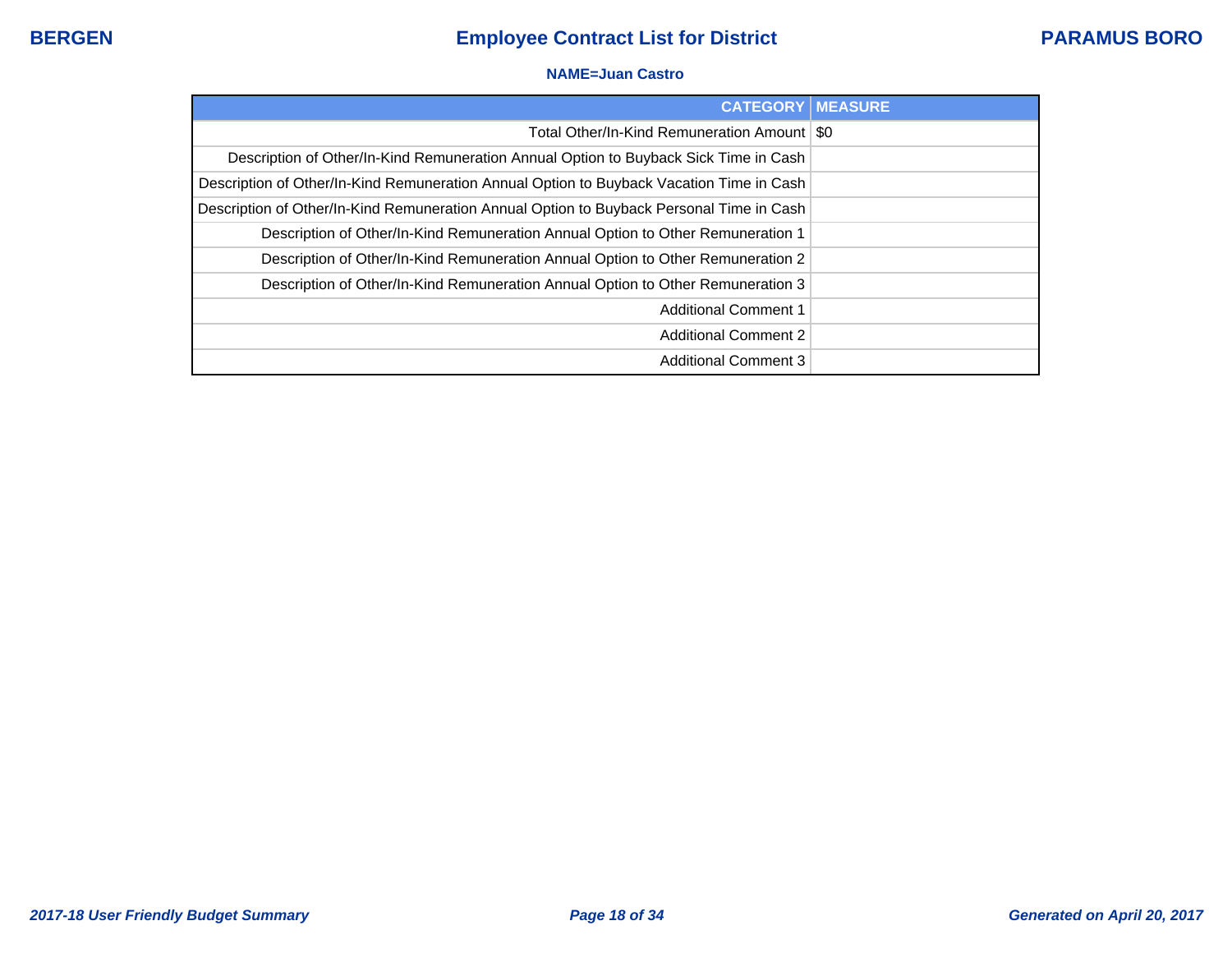**NAME=Juan Castro**

| CATEGORY | MEASURE |
|---|---|
| Total Other/In-Kind Remuneration Amount | $0 |
| Description of Other/In-Kind Remuneration Annual Option to Buyback Sick Time in Cash | |
| Description of Other/In-Kind Remuneration Annual Option to Buyback Vacation Time in Cash | |
| Description of Other/In-Kind Remuneration Annual Option to Buyback Personal Time in Cash | |
| Description of Other/In-Kind Remuneration Annual Option to Other Remuneration 1 | |
| Description of Other/In-Kind Remuneration Annual Option to Other Remuneration 2 | |
| Description of Other/In-Kind Remuneration Annual Option to Other Remuneration 3 | |
| Additional Comment 1 | |
| Additional Comment 2 | |
| Additional Comment 3 | |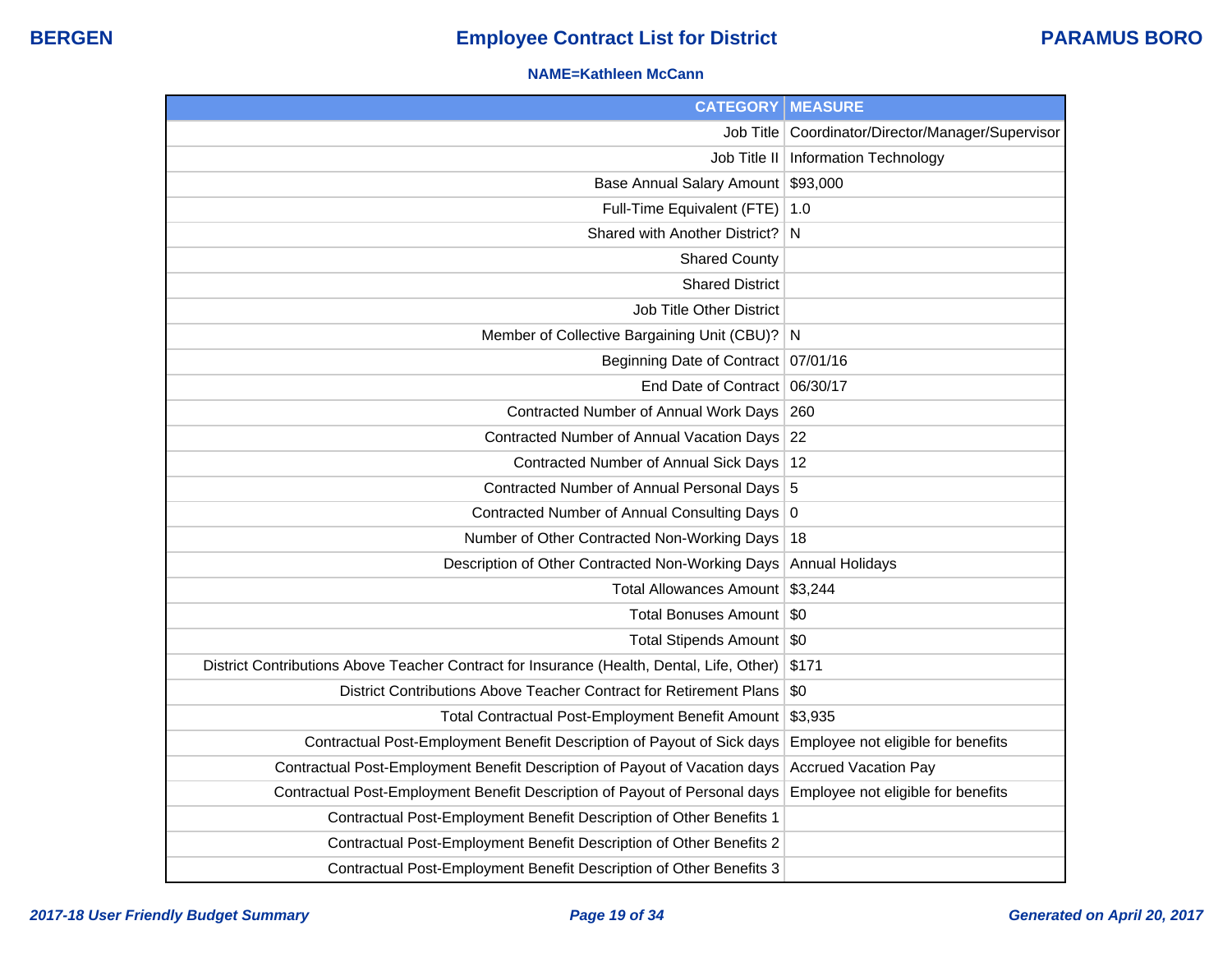BERGEN

# Employee Contract List for District

PARAMUS BORO

**NAME=Kathleen McCann**

| CATEGORY | MEASURE |
|---|---|
| Job Title | Coordinator/Director/Manager/Supervisor |
| Job Title II | Information Technology |
| Base Annual Salary Amount | $93,000 |
| Full-Time Equivalent (FTE) | 1.0 |
| Shared with Another District? | N |
| Shared County | |
| Shared District | |
| Job Title Other District | |
| Member of Collective Bargaining Unit (CBU)? | N |
| Beginning Date of Contract | 07/01/16 |
| End Date of Contract | 06/30/17 |
| Contracted Number of Annual Work Days | 260 |
| Contracted Number of Annual Vacation Days | 22 |
| Contracted Number of Annual Sick Days | 12 |
| Contracted Number of Annual Personal Days | 5 |
| Contracted Number of Annual Consulting Days | 0 |
| Number of Other Contracted Non-Working Days | 18 |
| Description of Other Contracted Non-Working Days | Annual Holidays |
| Total Allowances Amount | $3,244 |
| Total Bonuses Amount | $0 |
| Total Stipends Amount | $0 |
| District Contributions Above Teacher Contract for Insurance (Health, Dental, Life, Other) | $171 |
| District Contributions Above Teacher Contract for Retirement Plans | $0 |
| Total Contractual Post-Employment Benefit Amount | $3,935 |
| Contractual Post-Employment Benefit Description of Payout of Sick days | Employee not eligible for benefits |
| Contractual Post-Employment Benefit Description of Payout of Vacation days | Accrued Vacation Pay |
| Contractual Post-Employment Benefit Description of Payout of Personal days | Employee not eligible for benefits |
| Contractual Post-Employment Benefit Description of Other Benefits 1 | |
| Contractual Post-Employment Benefit Description of Other Benefits 2 | |
| Contractual Post-Employment Benefit Description of Other Benefits 3 | |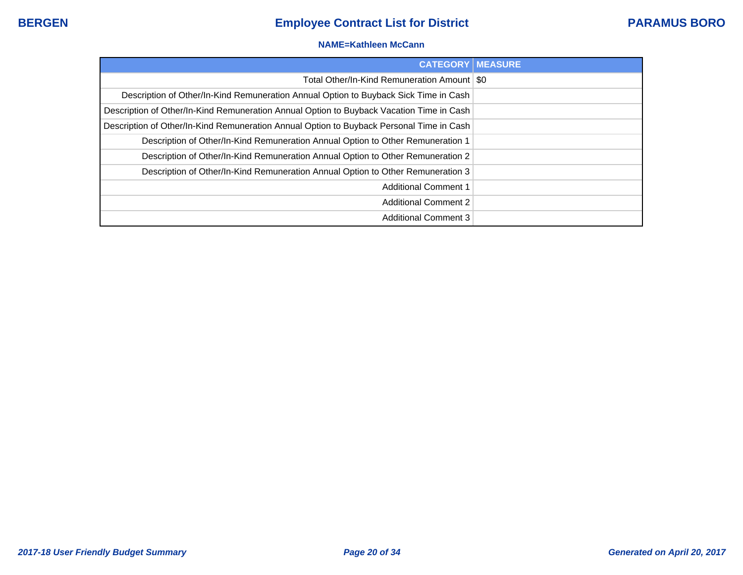**NAME=Kathleen McCann**

| CATEGORY | MEASURE |
| --- | --- |
| Total Other/In-Kind Remuneration Amount | $0 |
| Description of Other/In-Kind Remuneration Annual Option to Buyback Sick Time in Cash | |
| Description of Other/In-Kind Remuneration Annual Option to Buyback Vacation Time in Cash | |
| Description of Other/In-Kind Remuneration Annual Option to Buyback Personal Time in Cash | |
| Description of Other/In-Kind Remuneration Annual Option to Other Remuneration 1 | |
| Description of Other/In-Kind Remuneration Annual Option to Other Remuneration 2 | |
| Description of Other/In-Kind Remuneration Annual Option to Other Remuneration 3 | |
| Additional Comment 1 | |
| Additional Comment 2 | |
| Additional Comment 3 | |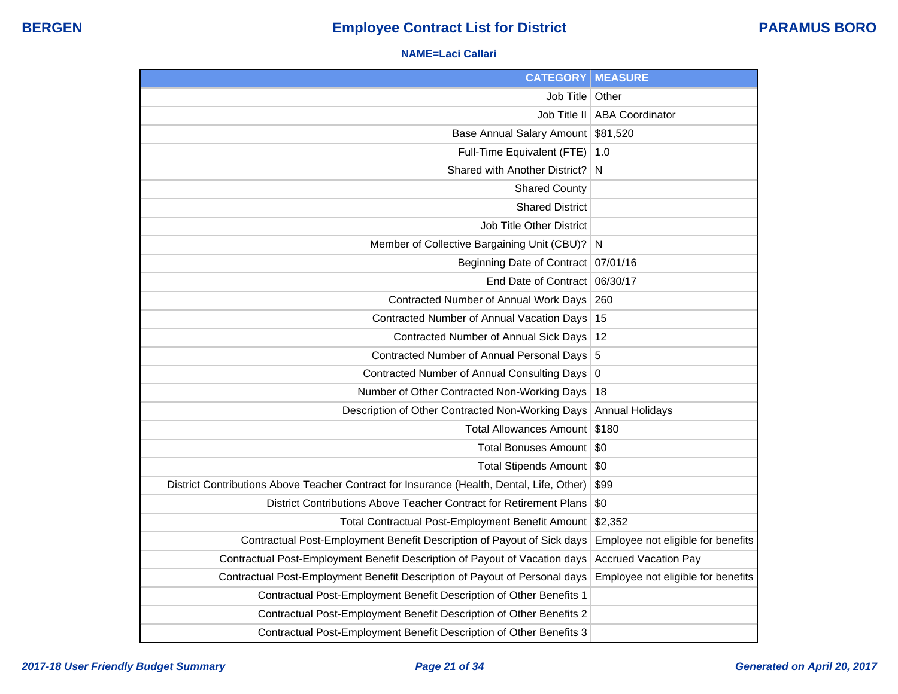# Employee Contract List for District

**BERGEN** — **PARAMUS BORO**

**NAME=Laci Callari**

| CATEGORY | MEASURE |
|---|---|
| Job Title | Other |
| Job Title II | ABA Coordinator |
| Base Annual Salary Amount | $81,520 |
| Full-Time Equivalent (FTE) | 1.0 |
| Shared with Another District? | N |
| Shared County | |
| Shared District | |
| Job Title Other District | |
| Member of Collective Bargaining Unit (CBU)? | N |
| Beginning Date of Contract | 07/01/16 |
| End Date of Contract | 06/30/17 |
| Contracted Number of Annual Work Days | 260 |
| Contracted Number of Annual Vacation Days | 15 |
| Contracted Number of Annual Sick Days | 12 |
| Contracted Number of Annual Personal Days | 5 |
| Contracted Number of Annual Consulting Days | 0 |
| Number of Other Contracted Non-Working Days | 18 |
| Description of Other Contracted Non-Working Days | Annual Holidays |
| Total Allowances Amount | $180 |
| Total Bonuses Amount | $0 |
| Total Stipends Amount | $0 |
| District Contributions Above Teacher Contract for Insurance (Health, Dental, Life, Other) | $99 |
| District Contributions Above Teacher Contract for Retirement Plans | $0 |
| Total Contractual Post-Employment Benefit Amount | $2,352 |
| Contractual Post-Employment Benefit Description of Payout of Sick days | Employee not eligible for benefits |
| Contractual Post-Employment Benefit Description of Payout of Vacation days | Accrued Vacation Pay |
| Contractual Post-Employment Benefit Description of Payout of Personal days | Employee not eligible for benefits |
| Contractual Post-Employment Benefit Description of Other Benefits 1 | |
| Contractual Post-Employment Benefit Description of Other Benefits 2 | |
| Contractual Post-Employment Benefit Description of Other Benefits 3 | |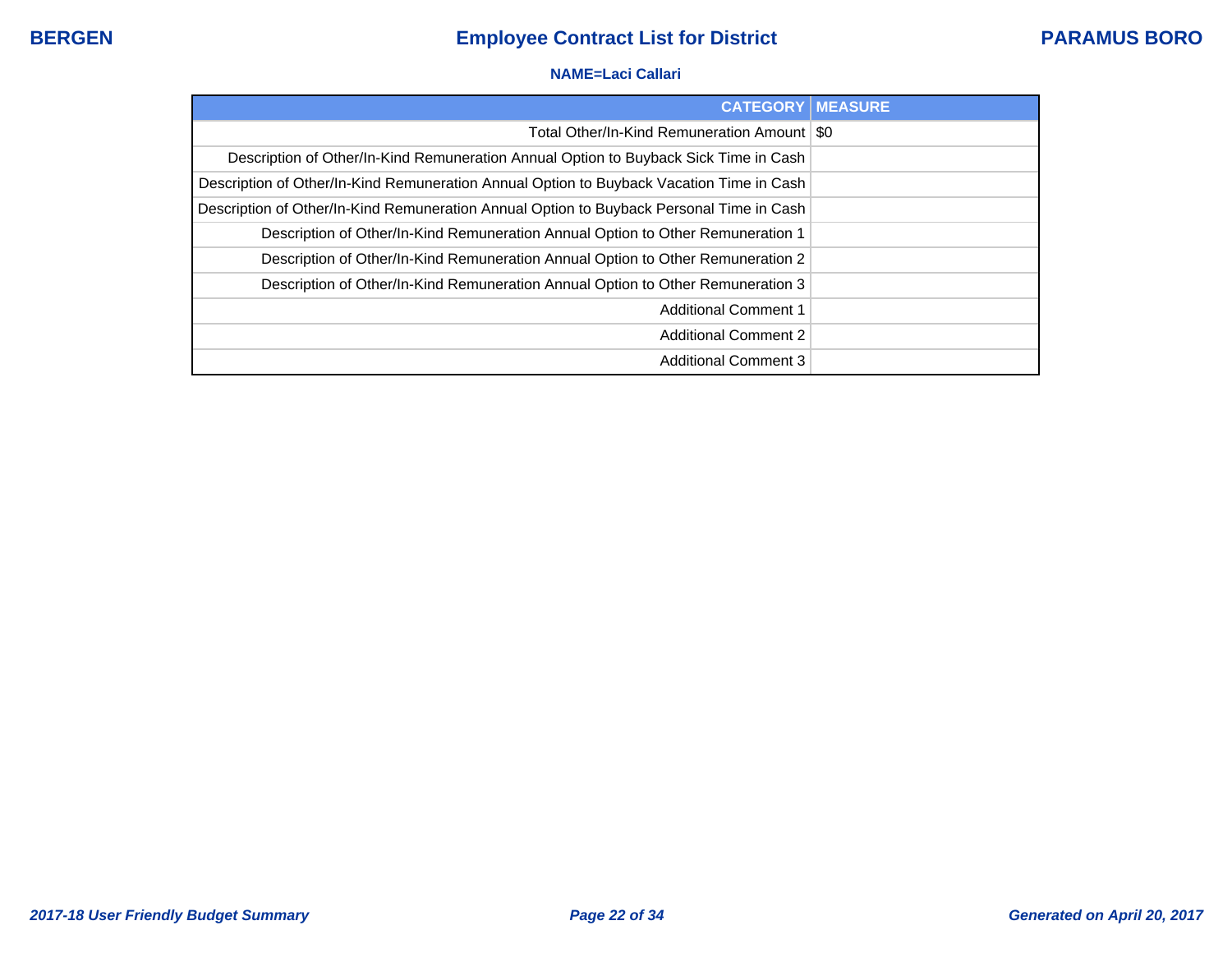**NAME=Laci Callari**

| CATEGORY | MEASURE |
| --- | --- |
| Total Other/In-Kind Remuneration Amount | $0 |
| Description of Other/In-Kind Remuneration Annual Option to Buyback Sick Time in Cash | |
| Description of Other/In-Kind Remuneration Annual Option to Buyback Vacation Time in Cash | |
| Description of Other/In-Kind Remuneration Annual Option to Buyback Personal Time in Cash | |
| Description of Other/In-Kind Remuneration Annual Option to Other Remuneration 1 | |
| Description of Other/In-Kind Remuneration Annual Option to Other Remuneration 2 | |
| Description of Other/In-Kind Remuneration Annual Option to Other Remuneration 3 | |
| Additional Comment 1 | |
| Additional Comment 2 | |
| Additional Comment 3 | |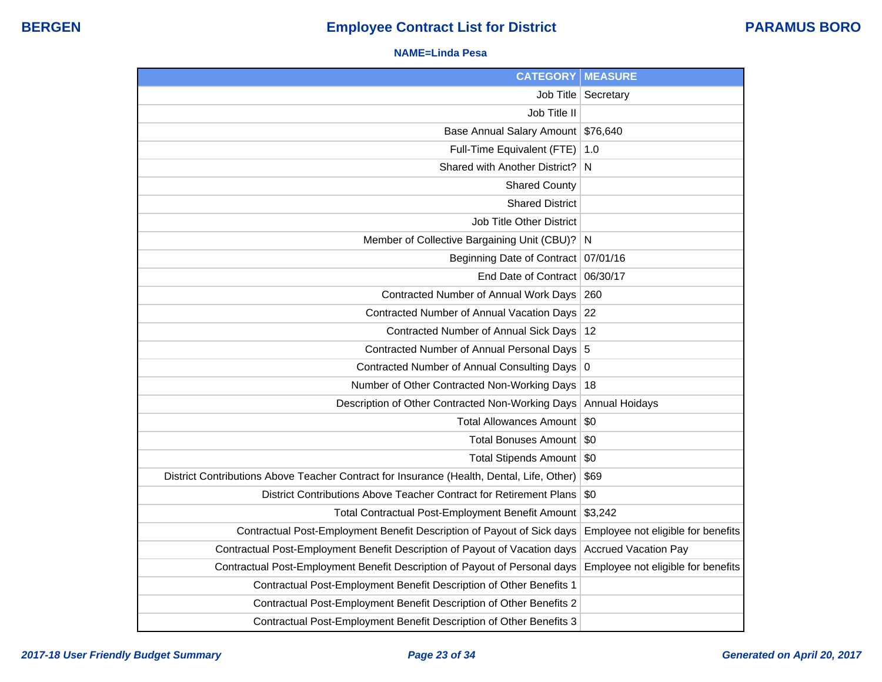**NAME=Linda Pesa**

| CATEGORY | MEASURE |
|---|---|
| Job Title | Secretary |
| Job Title II | |
| Base Annual Salary Amount | $76,640 |
| Full-Time Equivalent (FTE) | 1.0 |
| Shared with Another District? | N |
| Shared County | |
| Shared District | |
| Job Title Other District | |
| Member of Collective Bargaining Unit (CBU)? | N |
| Beginning Date of Contract | 07/01/16 |
| End Date of Contract | 06/30/17 |
| Contracted Number of Annual Work Days | 260 |
| Contracted Number of Annual Vacation Days | 22 |
| Contracted Number of Annual Sick Days | 12 |
| Contracted Number of Annual Personal Days | 5 |
| Contracted Number of Annual Consulting Days | 0 |
| Number of Other Contracted Non-Working Days | 18 |
| Description of Other Contracted Non-Working Days | Annual Hoidays |
| Total Allowances Amount | $0 |
| Total Bonuses Amount | $0 |
| Total Stipends Amount | $0 |
| District Contributions Above Teacher Contract for Insurance (Health, Dental, Life, Other) | $69 |
| District Contributions Above Teacher Contract for Retirement Plans | $0 |
| Total Contractual Post-Employment Benefit Amount | $3,242 |
| Contractual Post-Employment Benefit Description of Payout of Sick days | Employee not eligible for benefits |
| Contractual Post-Employment Benefit Description of Payout of Vacation days | Accrued Vacation Pay |
| Contractual Post-Employment Benefit Description of Payout of Personal days | Employee not eligible for benefits |
| Contractual Post-Employment Benefit Description of Other Benefits 1 | |
| Contractual Post-Employment Benefit Description of Other Benefits 2 | |
| Contractual Post-Employment Benefit Description of Other Benefits 3 | |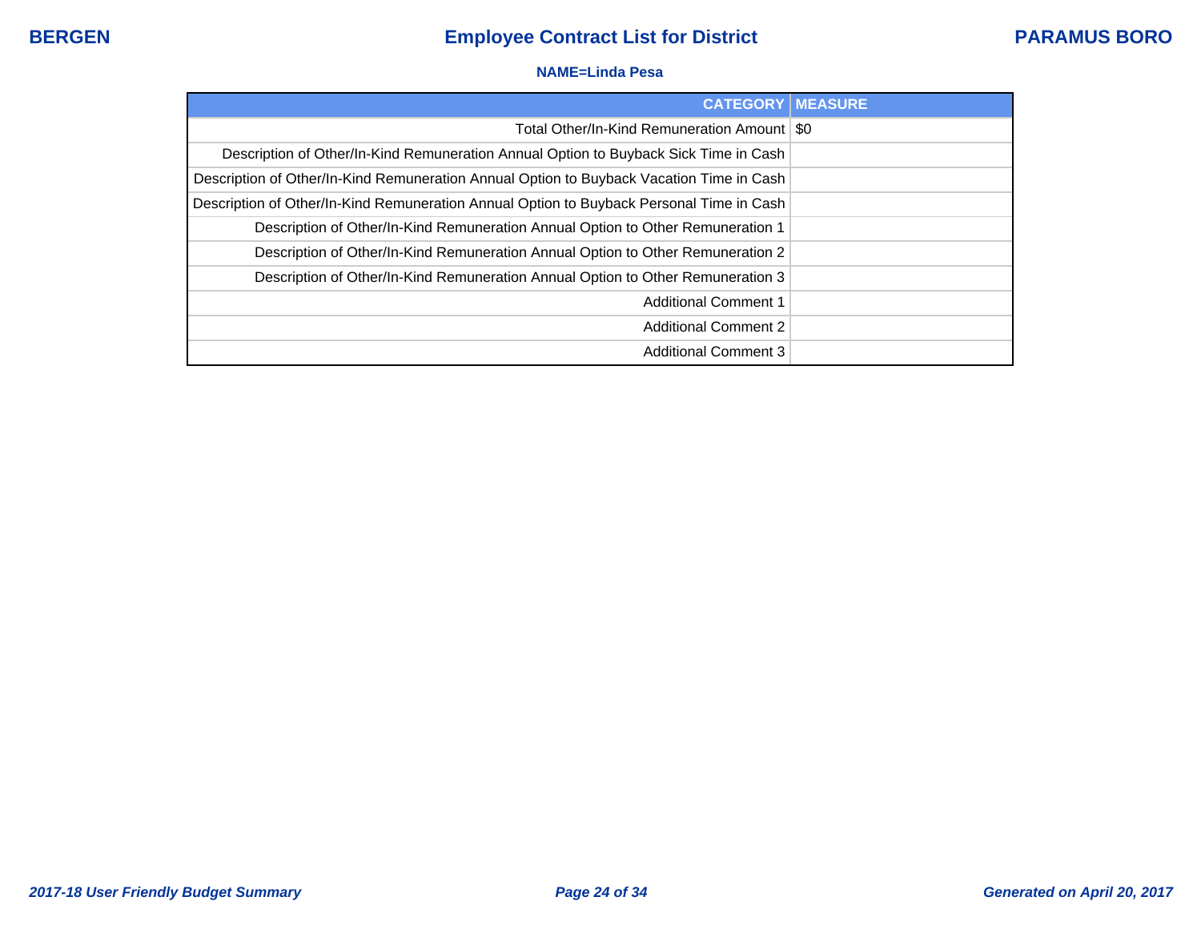**NAME=Linda Pesa**

| CATEGORY | MEASURE |
|---|---|
| Total Other/In-Kind Remuneration Amount | $0 |
| Description of Other/In-Kind Remuneration Annual Option to Buyback Sick Time in Cash | |
| Description of Other/In-Kind Remuneration Annual Option to Buyback Vacation Time in Cash | |
| Description of Other/In-Kind Remuneration Annual Option to Buyback Personal Time in Cash | |
| Description of Other/In-Kind Remuneration Annual Option to Other Remuneration 1 | |
| Description of Other/In-Kind Remuneration Annual Option to Other Remuneration 2 | |
| Description of Other/In-Kind Remuneration Annual Option to Other Remuneration 3 | |
| Additional Comment 1 | |
| Additional Comment 2 | |
| Additional Comment 3 | |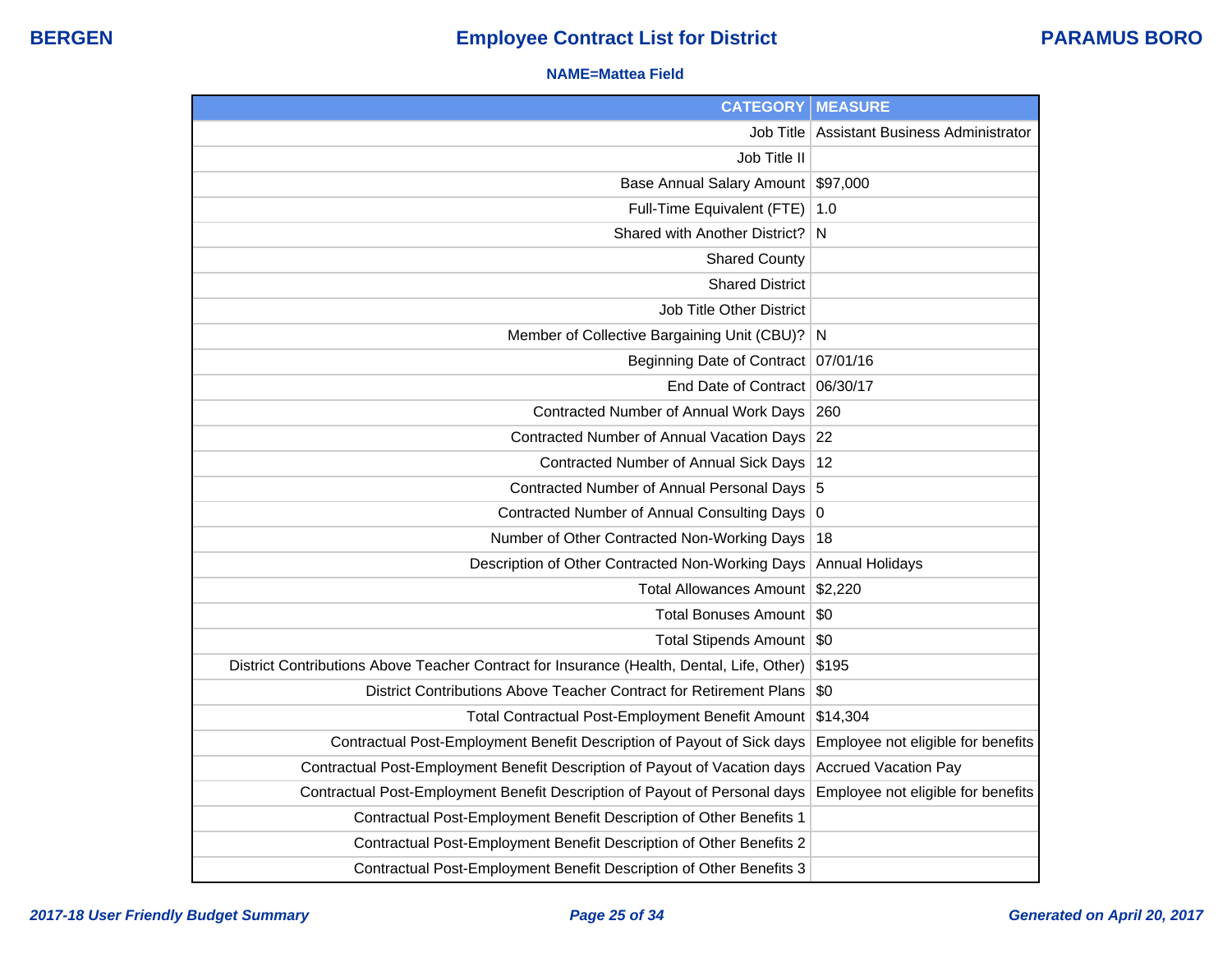# Employee Contract List for District

**BERGEN** — **PARAMUS BORO**

**NAME=Mattea Field**

| CATEGORY | MEASURE |
|---|---|
| Job Title | Assistant Business Administrator |
| Job Title II | |
| Base Annual Salary Amount | $97,000 |
| Full-Time Equivalent (FTE) | 1.0 |
| Shared with Another District? | N |
| Shared County | |
| Shared District | |
| Job Title Other District | |
| Member of Collective Bargaining Unit (CBU)? | N |
| Beginning Date of Contract | 07/01/16 |
| End Date of Contract | 06/30/17 |
| Contracted Number of Annual Work Days | 260 |
| Contracted Number of Annual Vacation Days | 22 |
| Contracted Number of Annual Sick Days | 12 |
| Contracted Number of Annual Personal Days | 5 |
| Contracted Number of Annual Consulting Days | 0 |
| Number of Other Contracted Non-Working Days | 18 |
| Description of Other Contracted Non-Working Days | Annual Holidays |
| Total Allowances Amount | $2,220 |
| Total Bonuses Amount | $0 |
| Total Stipends Amount | $0 |
| District Contributions Above Teacher Contract for Insurance (Health, Dental, Life, Other) | $195 |
| District Contributions Above Teacher Contract for Retirement Plans | $0 |
| Total Contractual Post-Employment Benefit Amount | $14,304 |
| Contractual Post-Employment Benefit Description of Payout of Sick days | Employee not eligible for benefits |
| Contractual Post-Employment Benefit Description of Payout of Vacation days | Accrued Vacation Pay |
| Contractual Post-Employment Benefit Description of Payout of Personal days | Employee not eligible for benefits |
| Contractual Post-Employment Benefit Description of Other Benefits 1 | |
| Contractual Post-Employment Benefit Description of Other Benefits 2 | |
| Contractual Post-Employment Benefit Description of Other Benefits 3 | |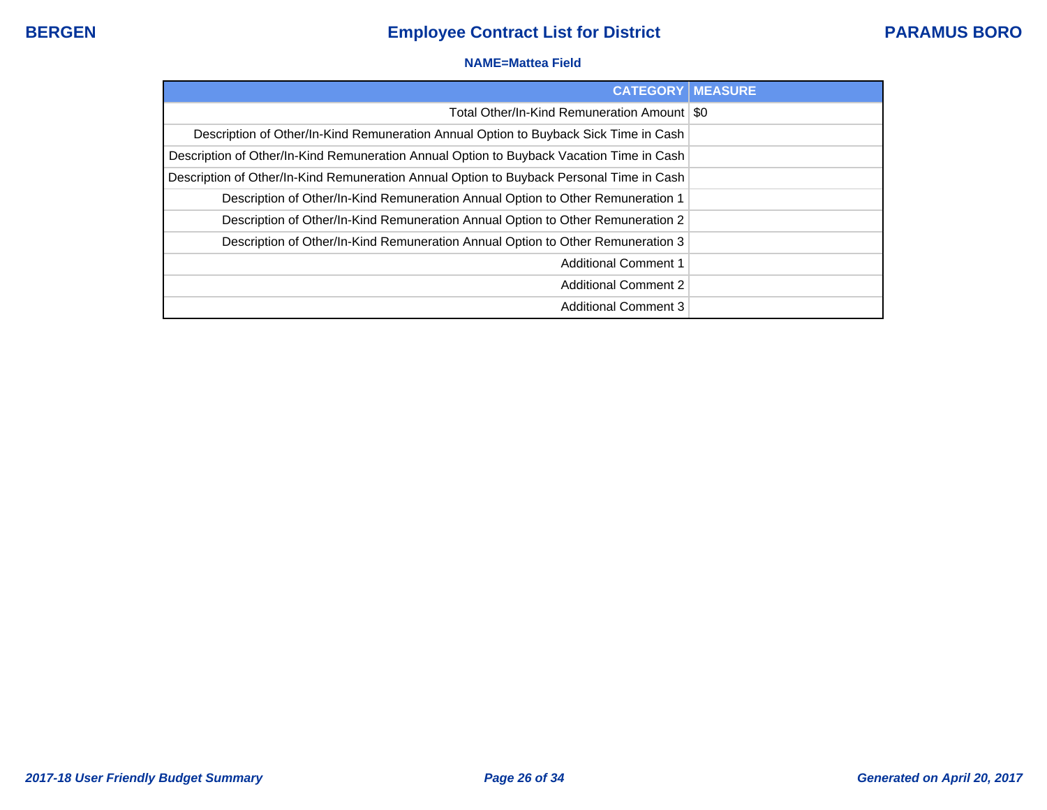**NAME=Mattea Field**

| CATEGORY | MEASURE |
|---|---|
| Total Other/In-Kind Remuneration Amount | $0 |
| Description of Other/In-Kind Remuneration Annual Option to Buyback Sick Time in Cash | |
| Description of Other/In-Kind Remuneration Annual Option to Buyback Vacation Time in Cash | |
| Description of Other/In-Kind Remuneration Annual Option to Buyback Personal Time in Cash | |
| Description of Other/In-Kind Remuneration Annual Option to Other Remuneration 1 | |
| Description of Other/In-Kind Remuneration Annual Option to Other Remuneration 2 | |
| Description of Other/In-Kind Remuneration Annual Option to Other Remuneration 3 | |
| Additional Comment 1 | |
| Additional Comment 2 | |
| Additional Comment 3 | |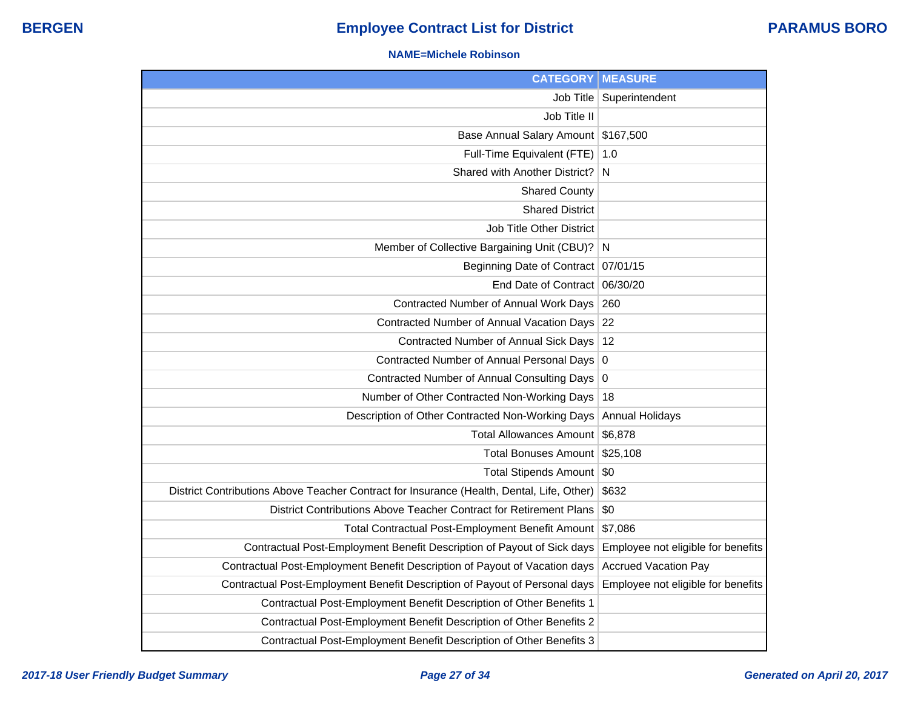## Employee Contract List for District

BERGEN — PARAMUS BORO

**NAME=Michele Robinson**

| CATEGORY | MEASURE |
|---|---|
| Job Title | Superintendent |
| Job Title II | |
| Base Annual Salary Amount | $167,500 |
| Full-Time Equivalent (FTE) | 1.0 |
| Shared with Another District? | N |
| Shared County | |
| Shared District | |
| Job Title Other District | |
| Member of Collective Bargaining Unit (CBU)? | N |
| Beginning Date of Contract | 07/01/15 |
| End Date of Contract | 06/30/20 |
| Contracted Number of Annual Work Days | 260 |
| Contracted Number of Annual Vacation Days | 22 |
| Contracted Number of Annual Sick Days | 12 |
| Contracted Number of Annual Personal Days | 0 |
| Contracted Number of Annual Consulting Days | 0 |
| Number of Other Contracted Non-Working Days | 18 |
| Description of Other Contracted Non-Working Days | Annual Holidays |
| Total Allowances Amount | $6,878 |
| Total Bonuses Amount | $25,108 |
| Total Stipends Amount | $0 |
| District Contributions Above Teacher Contract for Insurance (Health, Dental, Life, Other) | $632 |
| District Contributions Above Teacher Contract for Retirement Plans | $0 |
| Total Contractual Post-Employment Benefit Amount | $7,086 |
| Contractual Post-Employment Benefit Description of Payout of Sick days | Employee not eligible for benefits |
| Contractual Post-Employment Benefit Description of Payout of Vacation days | Accrued Vacation Pay |
| Contractual Post-Employment Benefit Description of Payout of Personal days | Employee not eligible for benefits |
| Contractual Post-Employment Benefit Description of Other Benefits 1 | |
| Contractual Post-Employment Benefit Description of Other Benefits 2 | |
| Contractual Post-Employment Benefit Description of Other Benefits 3 | |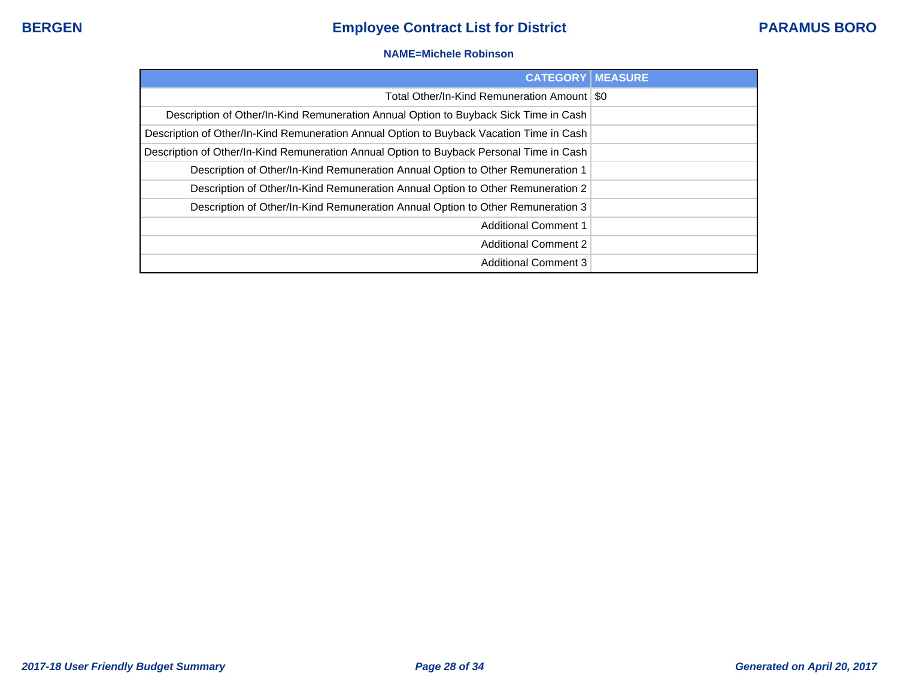**NAME=Michele Robinson**

| CATEGORY | MEASURE |
|---|---|
| Total Other/In-Kind Remuneration Amount | $0 |
| Description of Other/In-Kind Remuneration Annual Option to Buyback Sick Time in Cash | |
| Description of Other/In-Kind Remuneration Annual Option to Buyback Vacation Time in Cash | |
| Description of Other/In-Kind Remuneration Annual Option to Buyback Personal Time in Cash | |
| Description of Other/In-Kind Remuneration Annual Option to Other Remuneration 1 | |
| Description of Other/In-Kind Remuneration Annual Option to Other Remuneration 2 | |
| Description of Other/In-Kind Remuneration Annual Option to Other Remuneration 3 | |
| Additional Comment 1 | |
| Additional Comment 2 | |
| Additional Comment 3 | |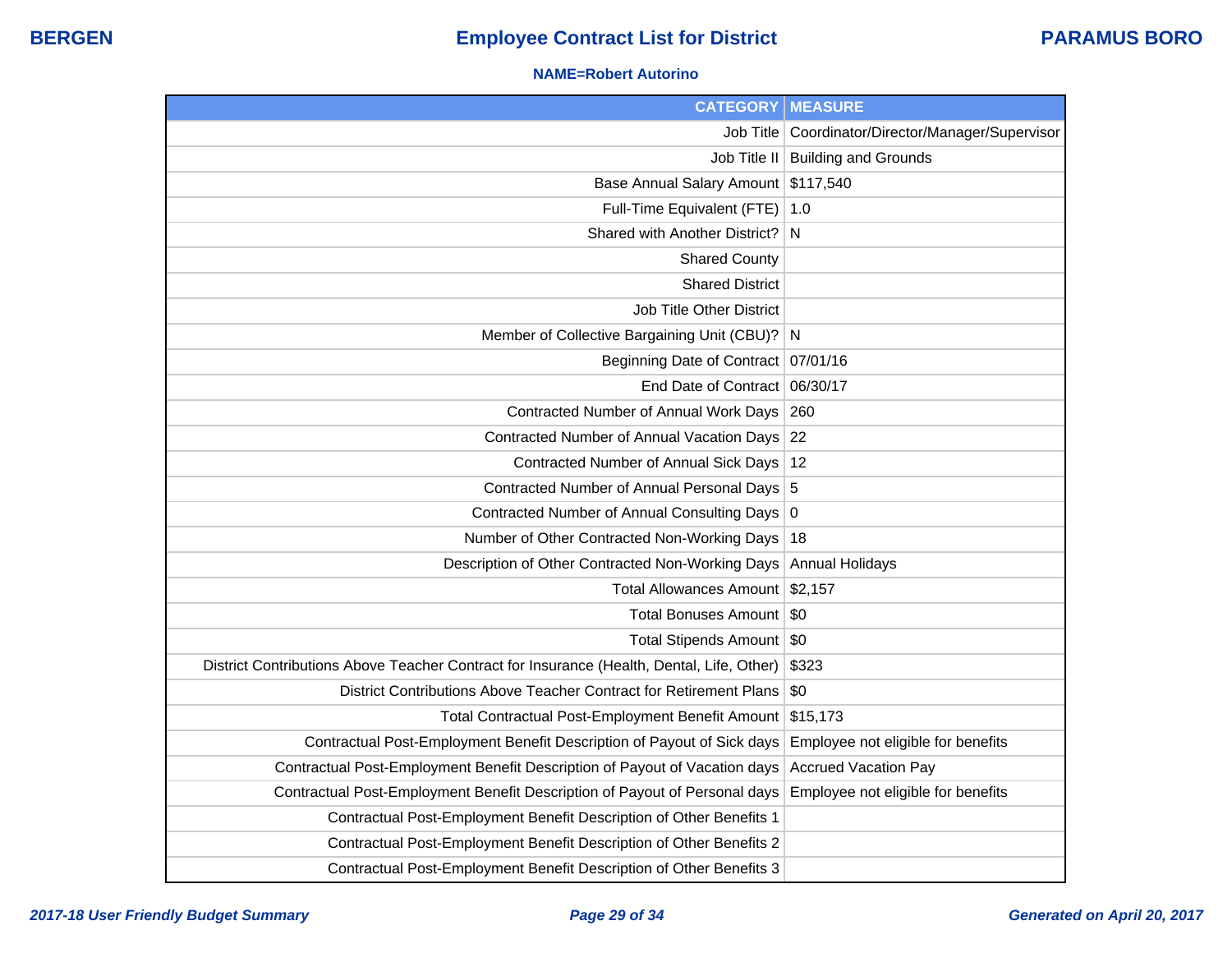**BERGEN** | **Employee Contract List for District** | **PARAMUS BORO**

**NAME=Robert Autorino**

| CATEGORY | MEASURE |
|---|---|
| Job Title | Coordinator/Director/Manager/Supervisor |
| Job Title II | Building and Grounds |
| Base Annual Salary Amount | $117,540 |
| Full-Time Equivalent (FTE) | 1.0 |
| Shared with Another District? | N |
| Shared County | |
| Shared District | |
| Job Title Other District | |
| Member of Collective Bargaining Unit (CBU)? | N |
| Beginning Date of Contract | 07/01/16 |
| End Date of Contract | 06/30/17 |
| Contracted Number of Annual Work Days | 260 |
| Contracted Number of Annual Vacation Days | 22 |
| Contracted Number of Annual Sick Days | 12 |
| Contracted Number of Annual Personal Days | 5 |
| Contracted Number of Annual Consulting Days | 0 |
| Number of Other Contracted Non-Working Days | 18 |
| Description of Other Contracted Non-Working Days | Annual Holidays |
| Total Allowances Amount | $2,157 |
| Total Bonuses Amount | $0 |
| Total Stipends Amount | $0 |
| District Contributions Above Teacher Contract for Insurance (Health, Dental, Life, Other) | $323 |
| District Contributions Above Teacher Contract for Retirement Plans | $0 |
| Total Contractual Post-Employment Benefit Amount | $15,173 |
| Contractual Post-Employment Benefit Description of Payout of Sick days | Employee not eligible for benefits |
| Contractual Post-Employment Benefit Description of Payout of Vacation days | Accrued Vacation Pay |
| Contractual Post-Employment Benefit Description of Payout of Personal days | Employee not eligible for benefits |
| Contractual Post-Employment Benefit Description of Other Benefits 1 | |
| Contractual Post-Employment Benefit Description of Other Benefits 2 | |
| Contractual Post-Employment Benefit Description of Other Benefits 3 | |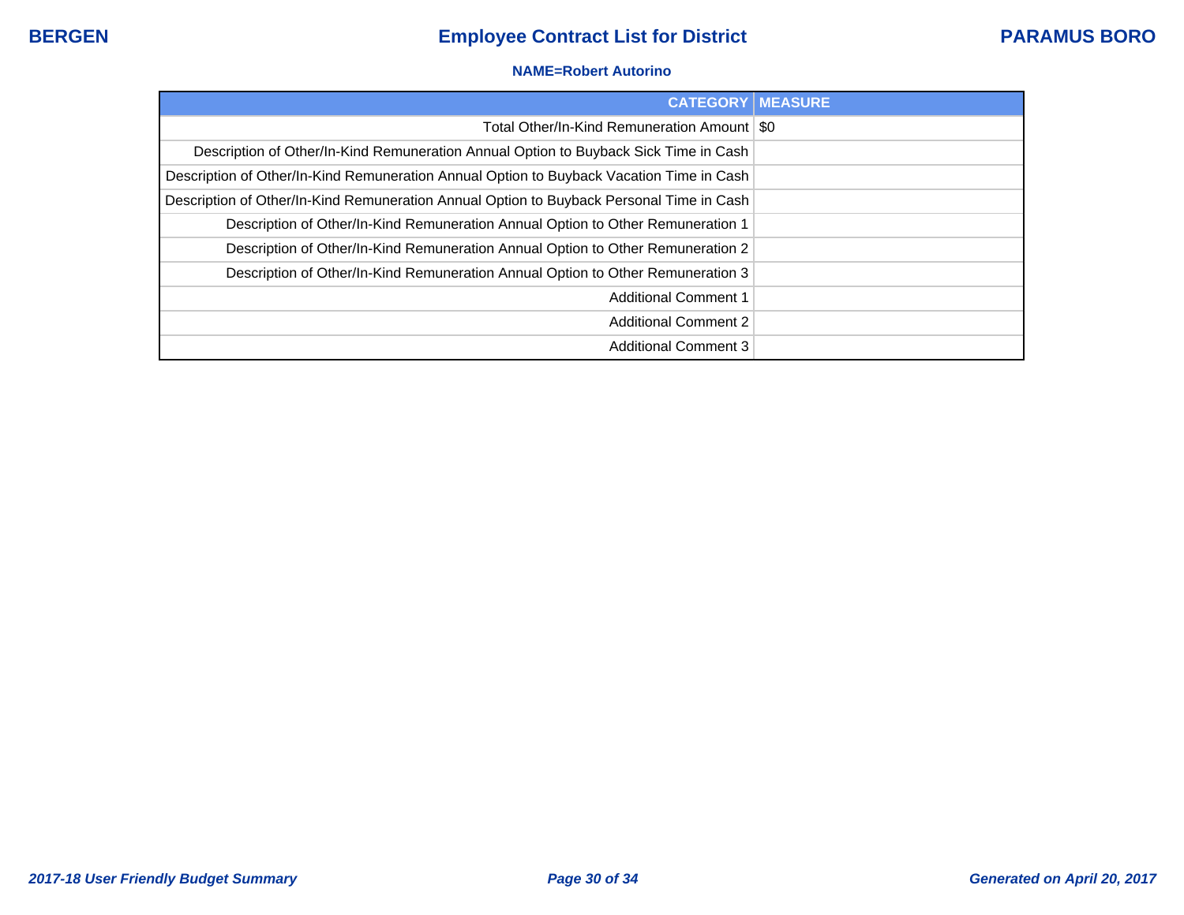**BERGEN** | **Employee Contract List for District** | **PARAMUS BORO**

**NAME=Robert Autorino**

| CATEGORY | MEASURE |
| --- | --- |
| Total Other/In-Kind Remuneration Amount | $0 |
| Description of Other/In-Kind Remuneration Annual Option to Buyback Sick Time in Cash | |
| Description of Other/In-Kind Remuneration Annual Option to Buyback Vacation Time in Cash | |
| Description of Other/In-Kind Remuneration Annual Option to Buyback Personal Time in Cash | |
| Description of Other/In-Kind Remuneration Annual Option to Other Remuneration 1 | |
| Description of Other/In-Kind Remuneration Annual Option to Other Remuneration 2 | |
| Description of Other/In-Kind Remuneration Annual Option to Other Remuneration 3 | |
| Additional Comment 1 | |
| Additional Comment 2 | |
| Additional Comment 3 | |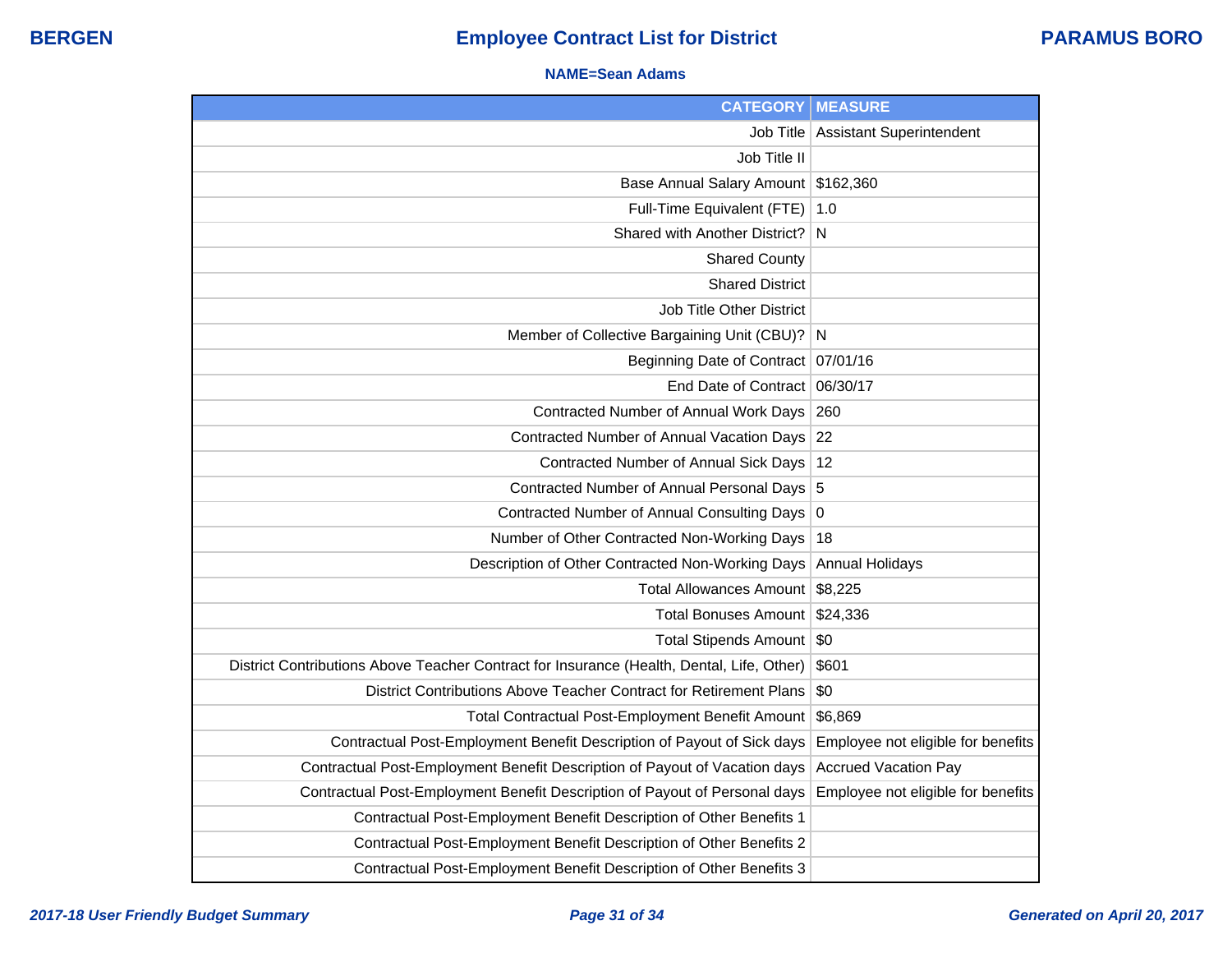**BERGEN** | **Employee Contract List for District** | **PARAMUS BORO**

**NAME=Sean Adams**

| CATEGORY | MEASURE |
|---|---|
| Job Title | Assistant Superintendent |
| Job Title II | |
| Base Annual Salary Amount | $162,360 |
| Full-Time Equivalent (FTE) | 1.0 |
| Shared with Another District? | N |
| Shared County | |
| Shared District | |
| Job Title Other District | |
| Member of Collective Bargaining Unit (CBU)? | N |
| Beginning Date of Contract | 07/01/16 |
| End Date of Contract | 06/30/17 |
| Contracted Number of Annual Work Days | 260 |
| Contracted Number of Annual Vacation Days | 22 |
| Contracted Number of Annual Sick Days | 12 |
| Contracted Number of Annual Personal Days | 5 |
| Contracted Number of Annual Consulting Days | 0 |
| Number of Other Contracted Non-Working Days | 18 |
| Description of Other Contracted Non-Working Days | Annual Holidays |
| Total Allowances Amount | $8,225 |
| Total Bonuses Amount | $24,336 |
| Total Stipends Amount | $0 |
| District Contributions Above Teacher Contract for Insurance (Health, Dental, Life, Other) | $601 |
| District Contributions Above Teacher Contract for Retirement Plans | $0 |
| Total Contractual Post-Employment Benefit Amount | $6,869 |
| Contractual Post-Employment Benefit Description of Payout of Sick days | Employee not eligible for benefits |
| Contractual Post-Employment Benefit Description of Payout of Vacation days | Accrued Vacation Pay |
| Contractual Post-Employment Benefit Description of Payout of Personal days | Employee not eligible for benefits |
| Contractual Post-Employment Benefit Description of Other Benefits 1 | |
| Contractual Post-Employment Benefit Description of Other Benefits 2 | |
| Contractual Post-Employment Benefit Description of Other Benefits 3 | |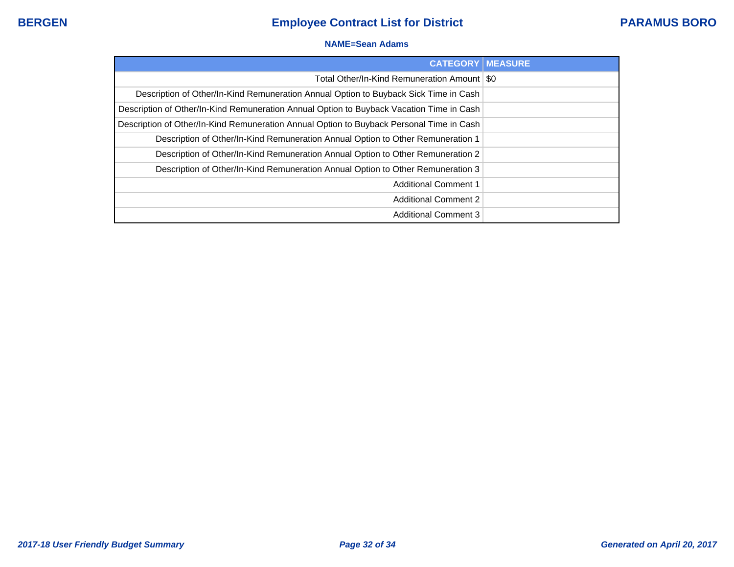BERGEN

# Employee Contract List for District

PARAMUS BORO

**NAME=Sean Adams**

| CATEGORY | MEASURE |
|---:|---|
| Total Other/In-Kind Remuneration Amount | $0 |
| Description of Other/In-Kind Remuneration Annual Option to Buyback Sick Time in Cash | |
| Description of Other/In-Kind Remuneration Annual Option to Buyback Vacation Time in Cash | |
| Description of Other/In-Kind Remuneration Annual Option to Buyback Personal Time in Cash | |
| Description of Other/In-Kind Remuneration Annual Option to Other Remuneration 1 | |
| Description of Other/In-Kind Remuneration Annual Option to Other Remuneration 2 | |
| Description of Other/In-Kind Remuneration Annual Option to Other Remuneration 3 | |
| Additional Comment 1 | |
| Additional Comment 2 | |
| Additional Comment 3 | |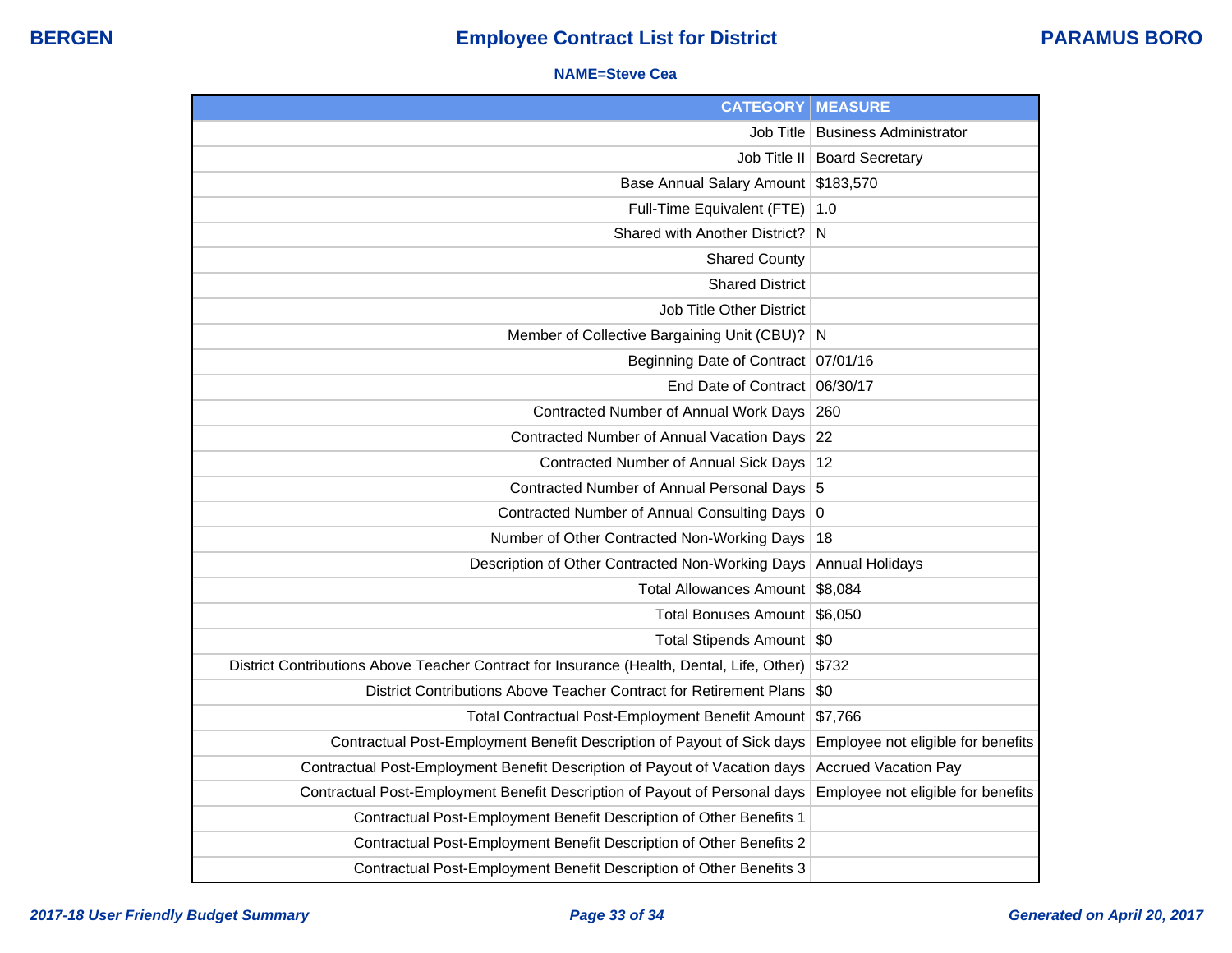**BERGEN** | **Employee Contract List for District** | **PARAMUS BORO**

**NAME=Steve Cea**

| CATEGORY | MEASURE |
|---|---|
| Job Title | Business Administrator |
| Job Title II | Board Secretary |
| Base Annual Salary Amount | $183,570 |
| Full-Time Equivalent (FTE) | 1.0 |
| Shared with Another District? | N |
| Shared County | |
| Shared District | |
| Job Title Other District | |
| Member of Collective Bargaining Unit (CBU)? | N |
| Beginning Date of Contract | 07/01/16 |
| End Date of Contract | 06/30/17 |
| Contracted Number of Annual Work Days | 260 |
| Contracted Number of Annual Vacation Days | 22 |
| Contracted Number of Annual Sick Days | 12 |
| Contracted Number of Annual Personal Days | 5 |
| Contracted Number of Annual Consulting Days | 0 |
| Number of Other Contracted Non-Working Days | 18 |
| Description of Other Contracted Non-Working Days | Annual Holidays |
| Total Allowances Amount | $8,084 |
| Total Bonuses Amount | $6,050 |
| Total Stipends Amount | $0 |
| District Contributions Above Teacher Contract for Insurance (Health, Dental, Life, Other) | $732 |
| District Contributions Above Teacher Contract for Retirement Plans | $0 |
| Total Contractual Post-Employment Benefit Amount | $7,766 |
| Contractual Post-Employment Benefit Description of Payout of Sick days | Employee not eligible for benefits |
| Contractual Post-Employment Benefit Description of Payout of Vacation days | Accrued Vacation Pay |
| Contractual Post-Employment Benefit Description of Payout of Personal days | Employee not eligible for benefits |
| Contractual Post-Employment Benefit Description of Other Benefits 1 | |
| Contractual Post-Employment Benefit Description of Other Benefits 2 | |
| Contractual Post-Employment Benefit Description of Other Benefits 3 | |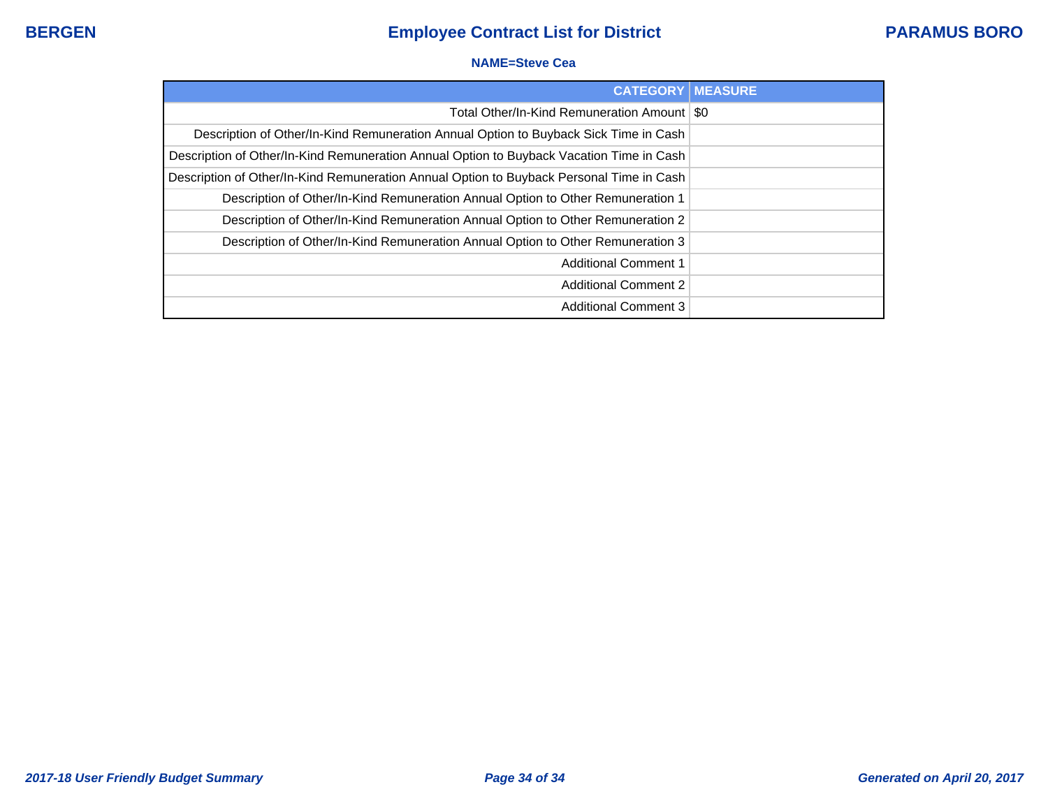BERGEN | Employee Contract List for District | PARAMUS BORO

**NAME=Steve Cea**

| CATEGORY | MEASURE |
| --- | --- |
| Total Other/In-Kind Remuneration Amount | $0 |
| Description of Other/In-Kind Remuneration Annual Option to Buyback Sick Time in Cash | |
| Description of Other/In-Kind Remuneration Annual Option to Buyback Vacation Time in Cash | |
| Description of Other/In-Kind Remuneration Annual Option to Buyback Personal Time in Cash | |
| Description of Other/In-Kind Remuneration Annual Option to Other Remuneration 1 | |
| Description of Other/In-Kind Remuneration Annual Option to Other Remuneration 2 | |
| Description of Other/In-Kind Remuneration Annual Option to Other Remuneration 3 | |
| Additional Comment 1 | |
| Additional Comment 2 | |
| Additional Comment 3 | |